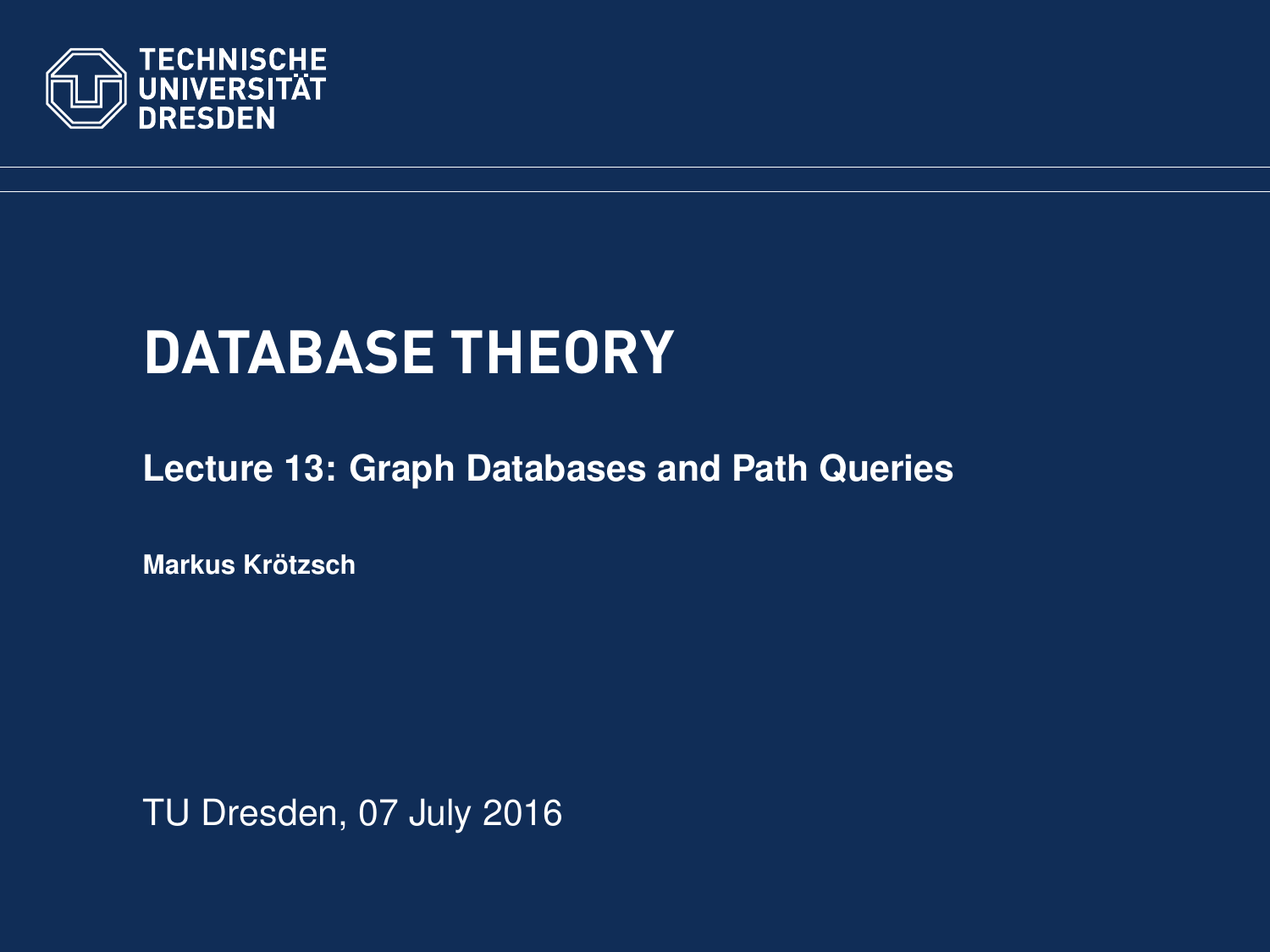TECHNISCHE UNIVERSITÄT DRESDEN

# DATABASE THEORY

## Lecture 13: Graph Databases and Path Queries

**Markus Krötzsch**

TU Dresden, 07 July 2016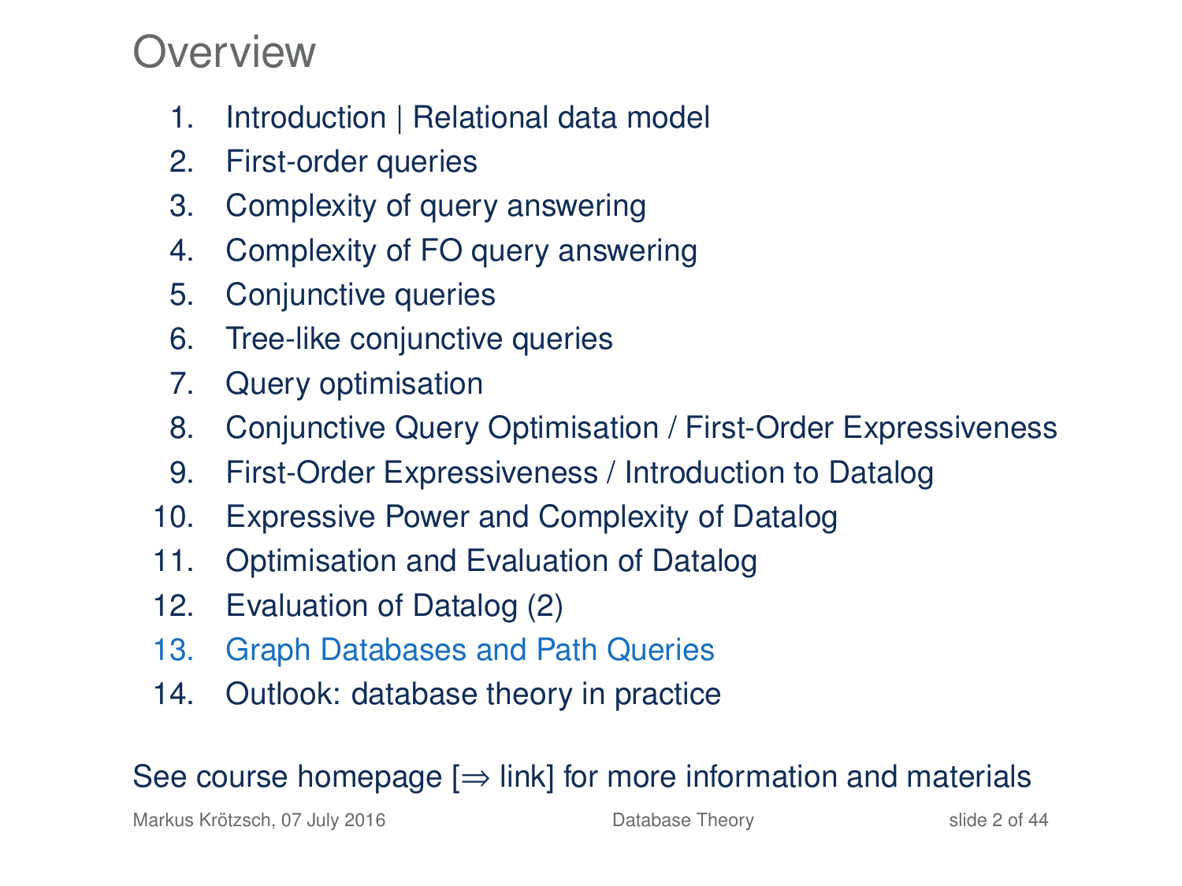# Overview

1. Introduction | Relational data model
2. First-order queries
3. Complexity of query answering
4. Complexity of FO query answering
5. Conjunctive queries
6. Tree-like conjunctive queries
7. Query optimisation
8. Conjunctive Query Optimisation / First-Order Expressiveness
9. First-Order Expressiveness / Introduction to Datalog
10. Expressive Power and Complexity of Datalog
11. Optimisation and Evaluation of Datalog
12. Evaluation of Datalog (2)
13. Graph Databases and Path Queries
14. Outlook: database theory in practice

See course homepage [⇒ link] for more information and materials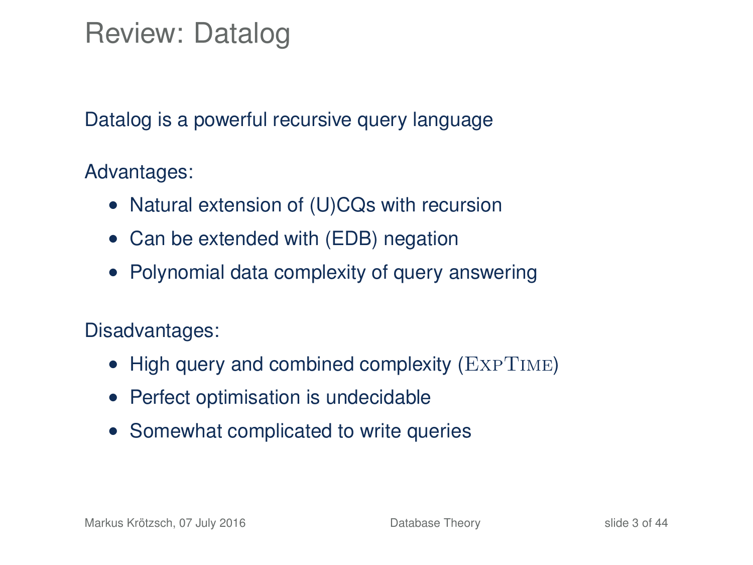# Review: Datalog

Datalog is a powerful recursive query language

Advantages:

- Natural extension of (U)CQs with recursion
- Can be extended with (EDB) negation
- Polynomial data complexity of query answering

Disadvantages:

- High query and combined complexity ($\textsc{ExpTime}$)
- Perfect optimisation is undecidable
- Somewhat complicated to write queries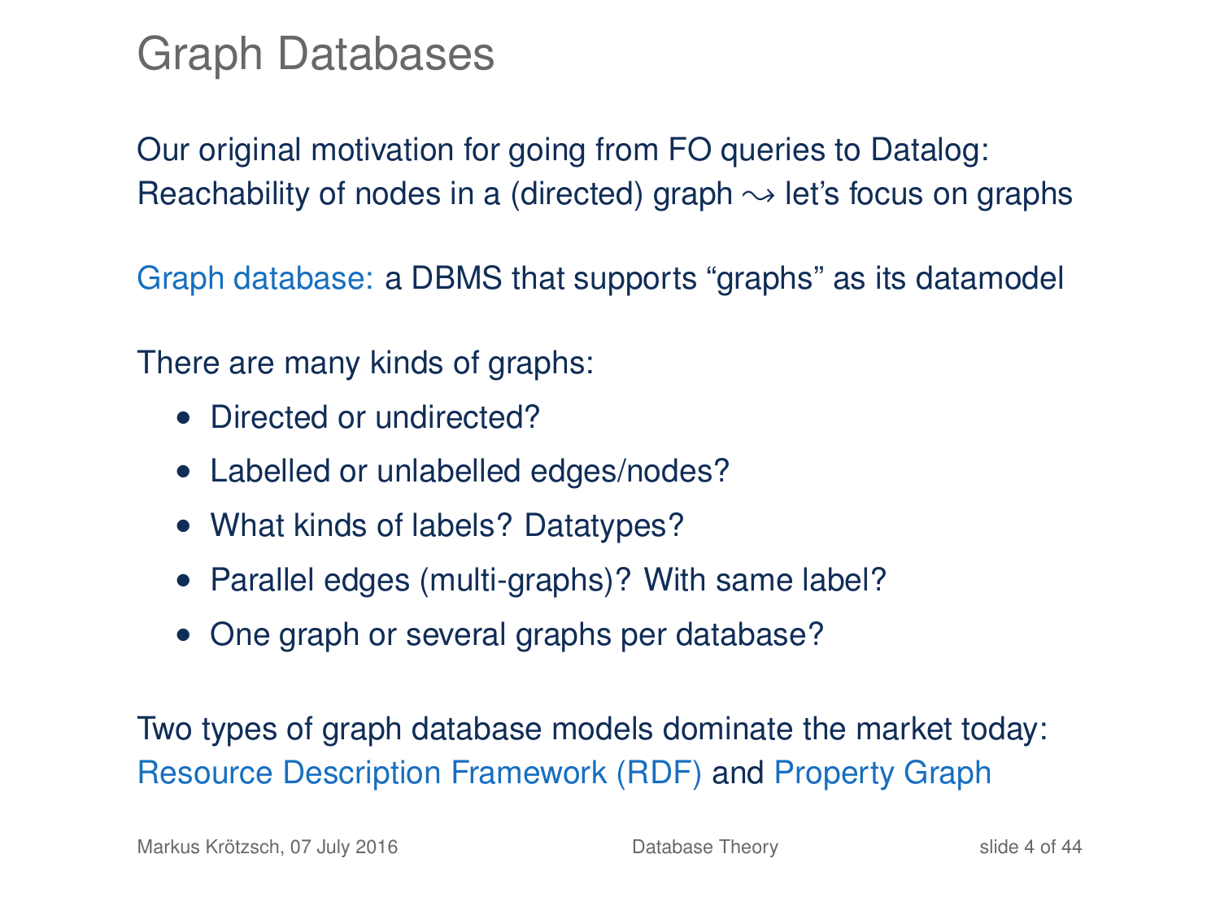# Graph Databases

Our original motivation for going from FO queries to Datalog:
Reachability of nodes in a (directed) graph $\rightsquigarrow$ let's focus on graphs

Graph database: a DBMS that supports "graphs" as its datamodel

There are many kinds of graphs:

- Directed or undirected?
- Labelled or unlabelled edges/nodes?
- What kinds of labels? Datatypes?
- Parallel edges (multi-graphs)? With same label?
- One graph or several graphs per database?

Two types of graph database models dominate the market today:
Resource Description Framework (RDF) and Property Graph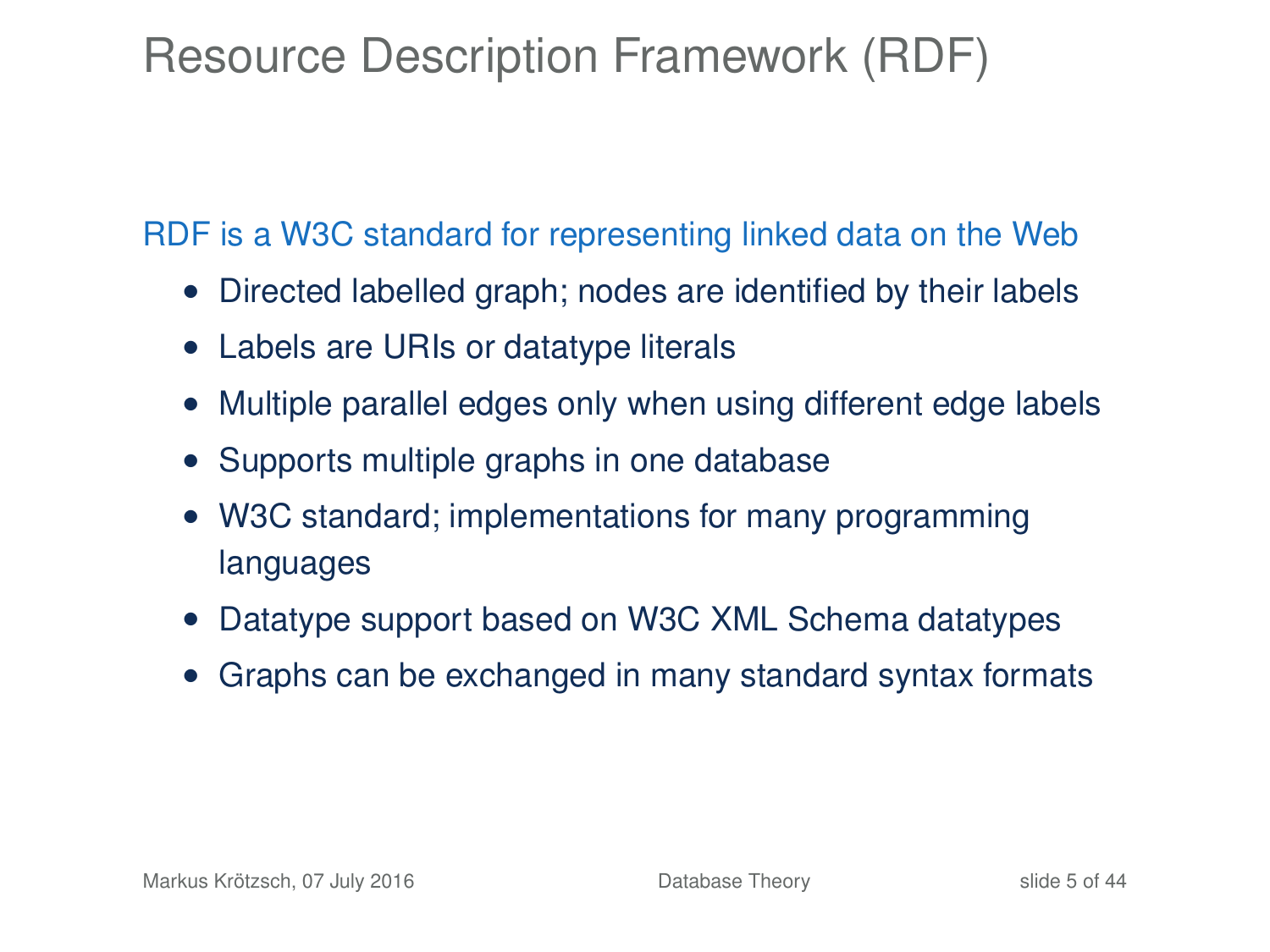# Resource Description Framework (RDF)

RDF is a W3C standard for representing linked data on the Web

- Directed labelled graph; nodes are identified by their labels
- Labels are URIs or datatype literals
- Multiple parallel edges only when using different edge labels
- Supports multiple graphs in one database
- W3C standard; implementations for many programming languages
- Datatype support based on W3C XML Schema datatypes
- Graphs can be exchanged in many standard syntax formats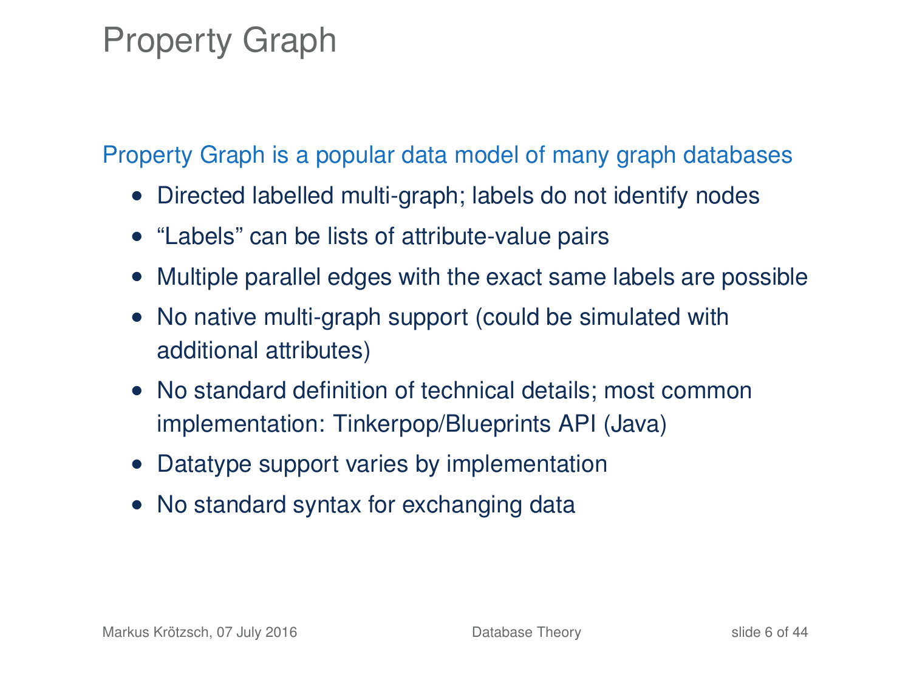# Property Graph

Property Graph is a popular data model of many graph databases

- Directed labelled multi-graph; labels do not identify nodes
- "Labels" can be lists of attribute-value pairs
- Multiple parallel edges with the exact same labels are possible
- No native multi-graph support (could be simulated with additional attributes)
- No standard definition of technical details; most common implementation: Tinkerpop/Blueprints API (Java)
- Datatype support varies by implementation
- No standard syntax for exchanging data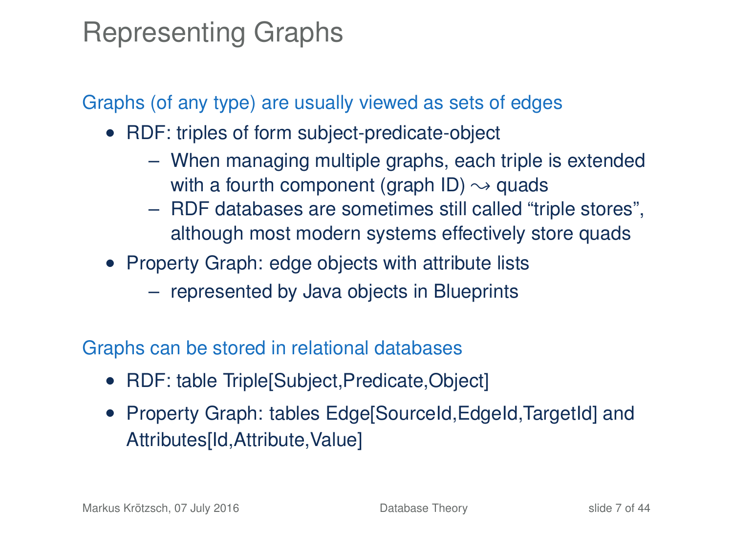# Representing Graphs

Graphs (of any type) are usually viewed as sets of edges

- RDF: triples of form subject-predicate-object
  - When managing multiple graphs, each triple is extended with a fourth component (graph ID) $\leadsto$ quads
  - RDF databases are sometimes still called "triple stores", although most modern systems effectively store quads
- Property Graph: edge objects with attribute lists
  - represented by Java objects in Blueprints

Graphs can be stored in relational databases

- RDF: table Triple[Subject,Predicate,Object]
- Property Graph: tables Edge[SourceId,EdgeId,TargetId] and Attributes[Id,Attribute,Value]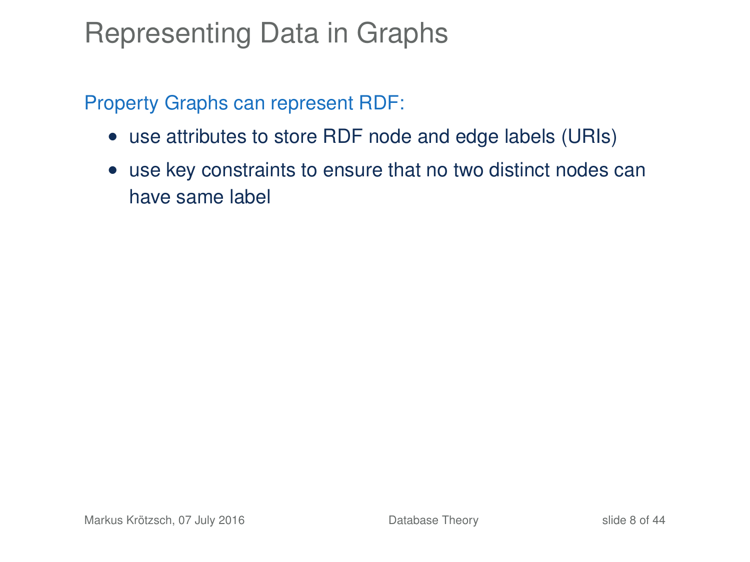# Representing Data in Graphs

Property Graphs can represent RDF:

- use attributes to store RDF node and edge labels (URIs)
- use key constraints to ensure that no two distinct nodes can have same label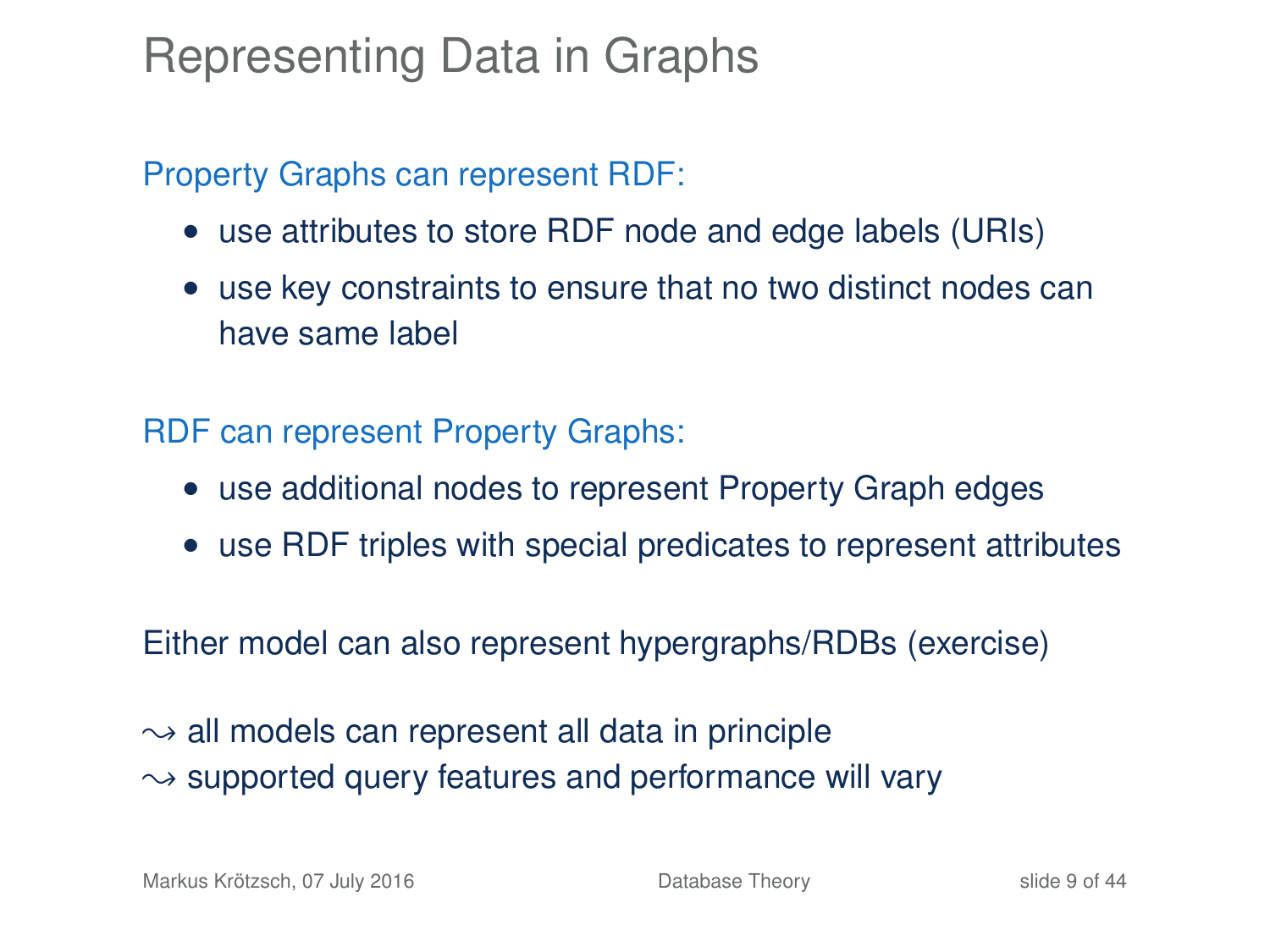# Representing Data in Graphs

Property Graphs can represent RDF:

- use attributes to store RDF node and edge labels (URIs)
- use key constraints to ensure that no two distinct nodes can have same label

RDF can represent Property Graphs:

- use additional nodes to represent Property Graph edges
- use RDF triples with special predicates to represent attributes

Either model can also represent hypergraphs/RDBs (exercise)

$\leadsto$ all models can represent all data in principle
$\leadsto$ supported query features and performance will vary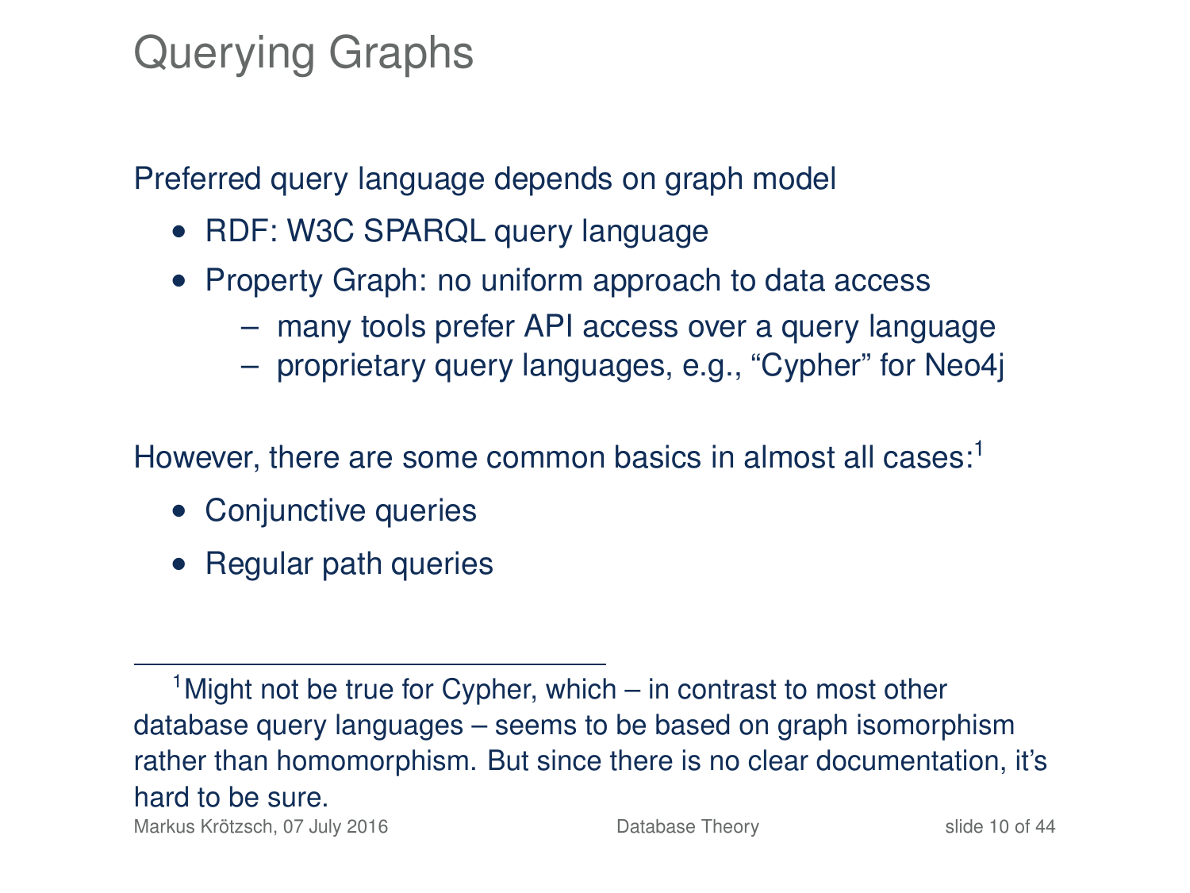# Querying Graphs

Preferred query language depends on graph model

- RDF: W3C SPARQL query language
- Property Graph: no uniform approach to data access
  - many tools prefer API access over a query language
  - proprietary query languages, e.g., "Cypher" for Neo4j

However, there are some common basics in almost all cases:[1]

- Conjunctive queries
- Regular path queries

---

[1] Might not be true for Cypher, which – in contrast to most other database query languages – seems to be based on graph isomorphism rather than homomorphism. But since there is no clear documentation, it's hard to be sure.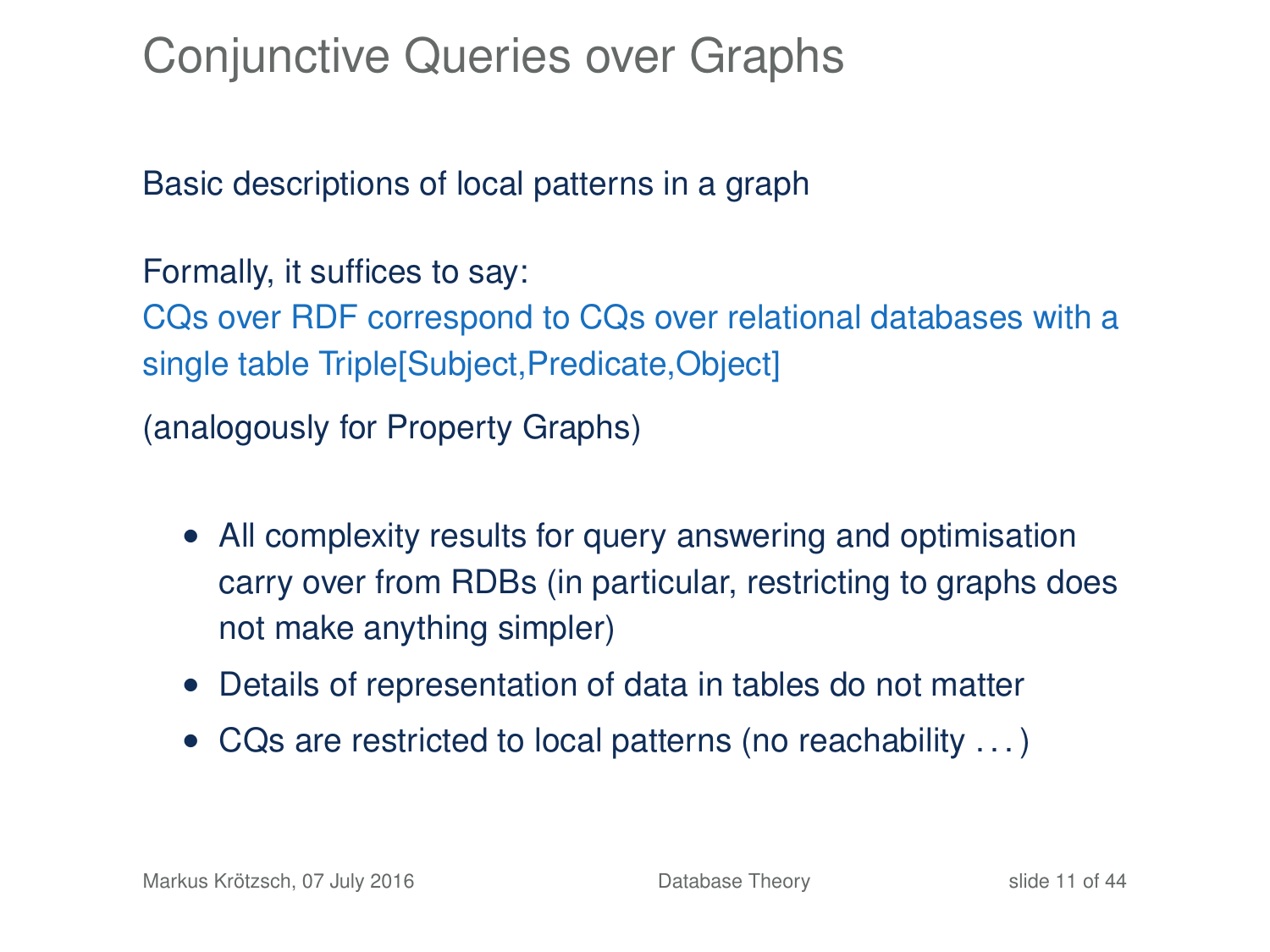# Conjunctive Queries over Graphs

Basic descriptions of local patterns in a graph

Formally, it suffices to say:
CQs over RDF correspond to CQs over relational databases with a single table Triple[Subject,Predicate,Object]

(analogously for Property Graphs)

- All complexity results for query answering and optimisation carry over from RDBs (in particular, restricting to graphs does not make anything simpler)
- Details of representation of data in tables do not matter
- CQs are restricted to local patterns (no reachability . . . )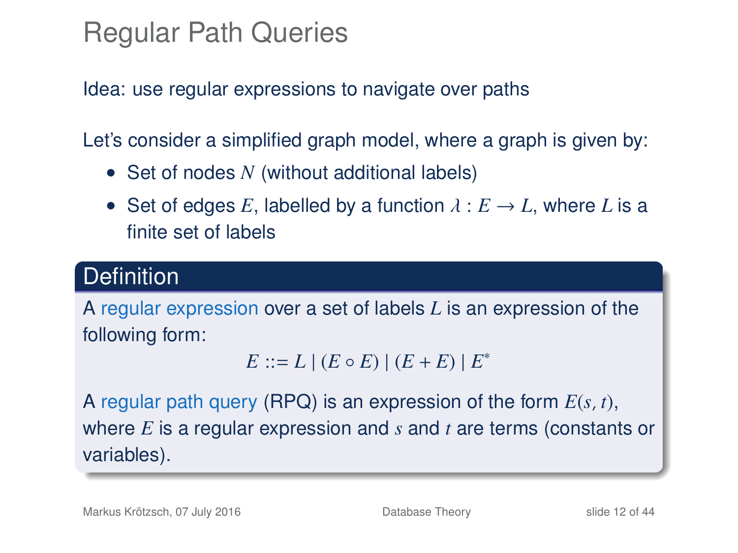# Regular Path Queries

Idea: use regular expressions to navigate over paths

Let's consider a simplified graph model, where a graph is given by:

- Set of nodes $N$ (without additional labels)
- Set of edges $E$, labelled by a function $\lambda : E \to L$, where $L$ is a finite set of labels

**Definition**

A regular expression over a set of labels $L$ is an expression of the following form:

$$E ::= L \mid (E \circ E) \mid (E + E) \mid E^*$$

A regular path query (RPQ) is an expression of the form $E(s, t)$, where $E$ is a regular expression and $s$ and $t$ are terms (constants or variables).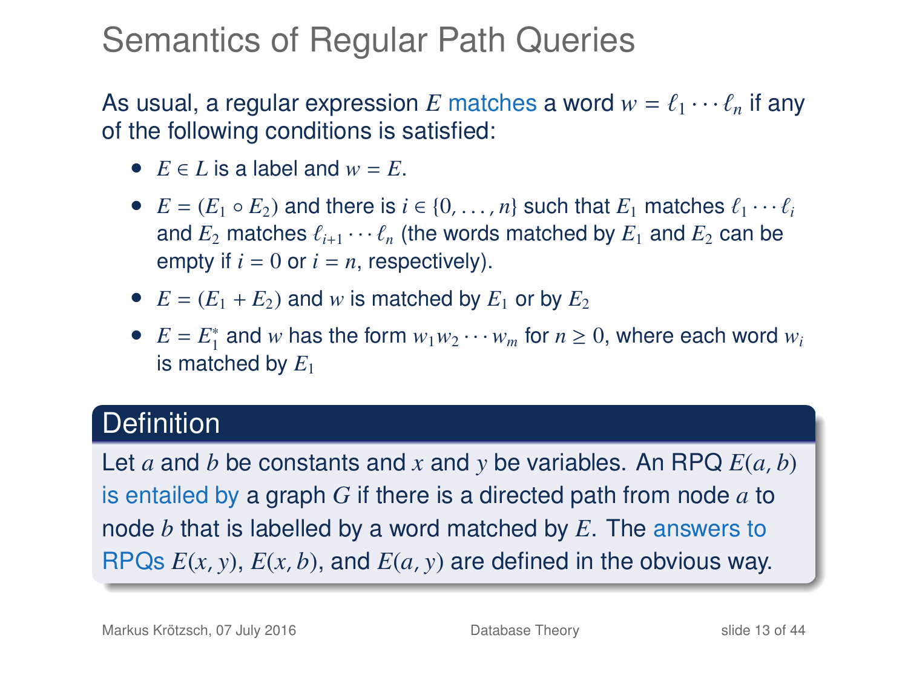# Semantics of Regular Path Queries

As usual, a regular expression $E$ matches a word $w = \ell_1 \cdots \ell_n$ if any of the following conditions is satisfied:

- $E \in L$ is a label and $w = E$.
- $E = (E_1 \circ E_2)$ and there is $i \in \{0, \ldots, n\}$ such that $E_1$ matches $\ell_1 \cdots \ell_i$ and $E_2$ matches $\ell_{i+1} \cdots \ell_n$ (the words matched by $E_1$ and $E_2$ can be empty if $i = 0$ or $i = n$, respectively).
- $E = (E_1 + E_2)$ and $w$ is matched by $E_1$ or by $E_2$
- $E = E_1^*$ and $w$ has the form $w_1 w_2 \cdots w_m$ for $n \geq 0$, where each word $w_i$ is matched by $E_1$

## Definition

Let $a$ and $b$ be constants and $x$ and $y$ be variables. An RPQ $E(a, b)$ is entailed by a graph $G$ if there is a directed path from node $a$ to node $b$ that is labelled by a word matched by $E$. The answers to RPQs $E(x, y)$, $E(x, b)$, and $E(a, y)$ are defined in the obvious way.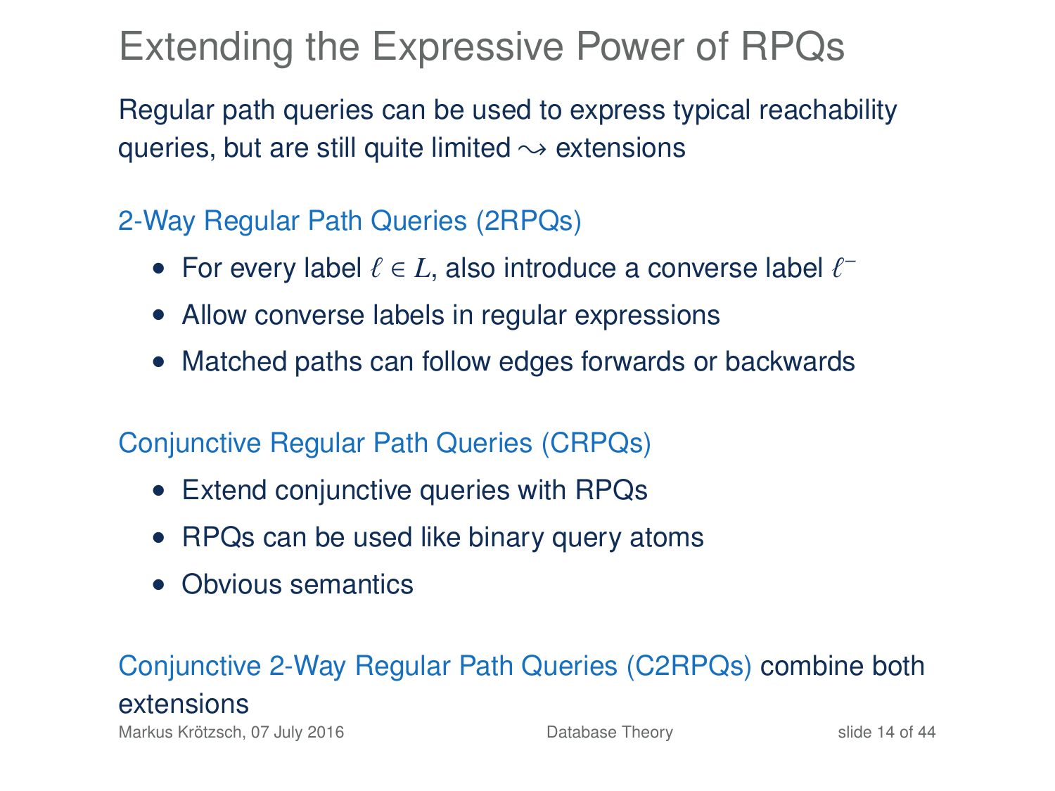# Extending the Expressive Power of RPQs

Regular path queries can be used to express typical reachability queries, but are still quite limited $\rightsquigarrow$ extensions

## 2-Way Regular Path Queries (2RPQs)

- For every label $\ell \in L$, also introduce a converse label $\ell^-$
- Allow converse labels in regular expressions
- Matched paths can follow edges forwards or backwards

## Conjunctive Regular Path Queries (CRPQs)

- Extend conjunctive queries with RPQs
- RPQs can be used like binary query atoms
- Obvious semantics

Conjunctive 2-Way Regular Path Queries (C2RPQs) combine both extensions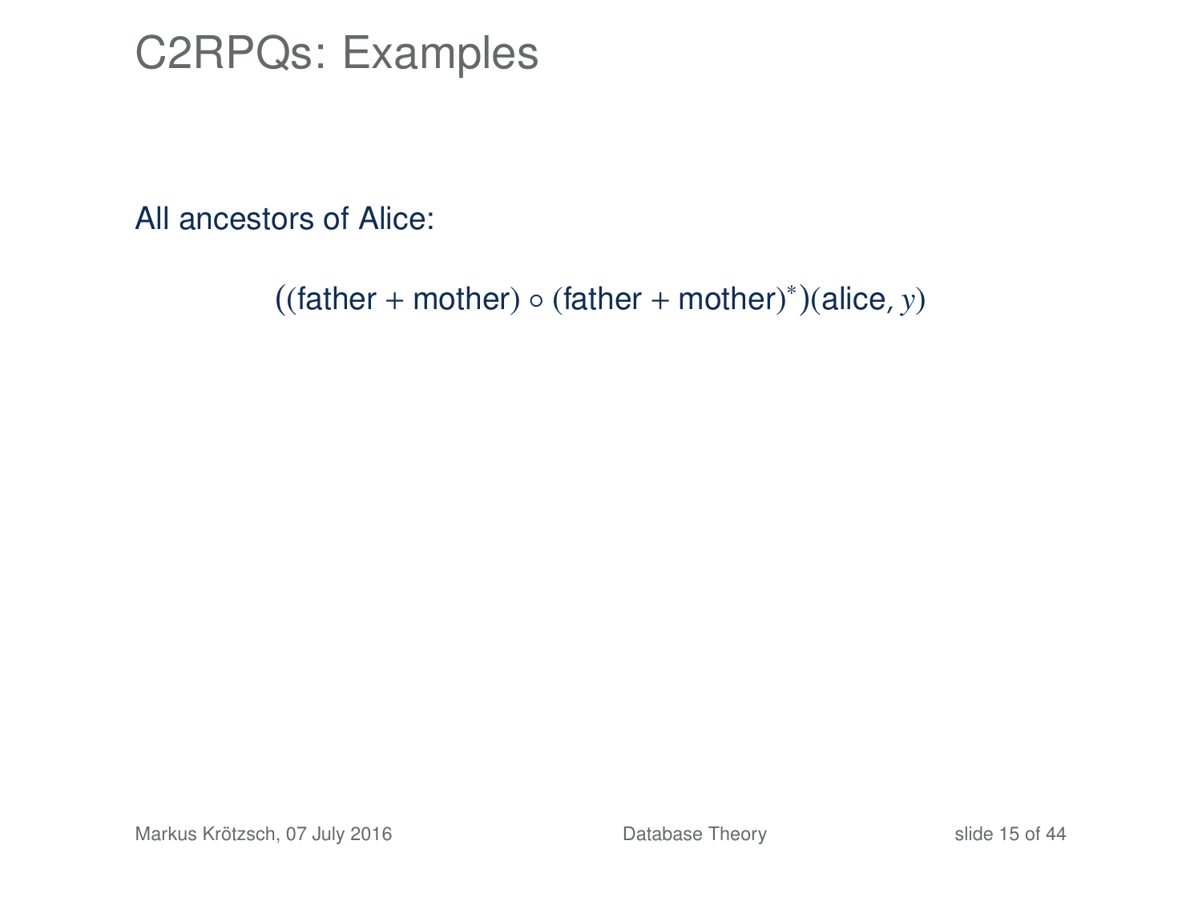# C2RPQs: Examples

All ancestors of Alice:

$$((\mathsf{father} + \mathsf{mother}) \circ (\mathsf{father} + \mathsf{mother})^*)(\mathsf{alice}, y)$$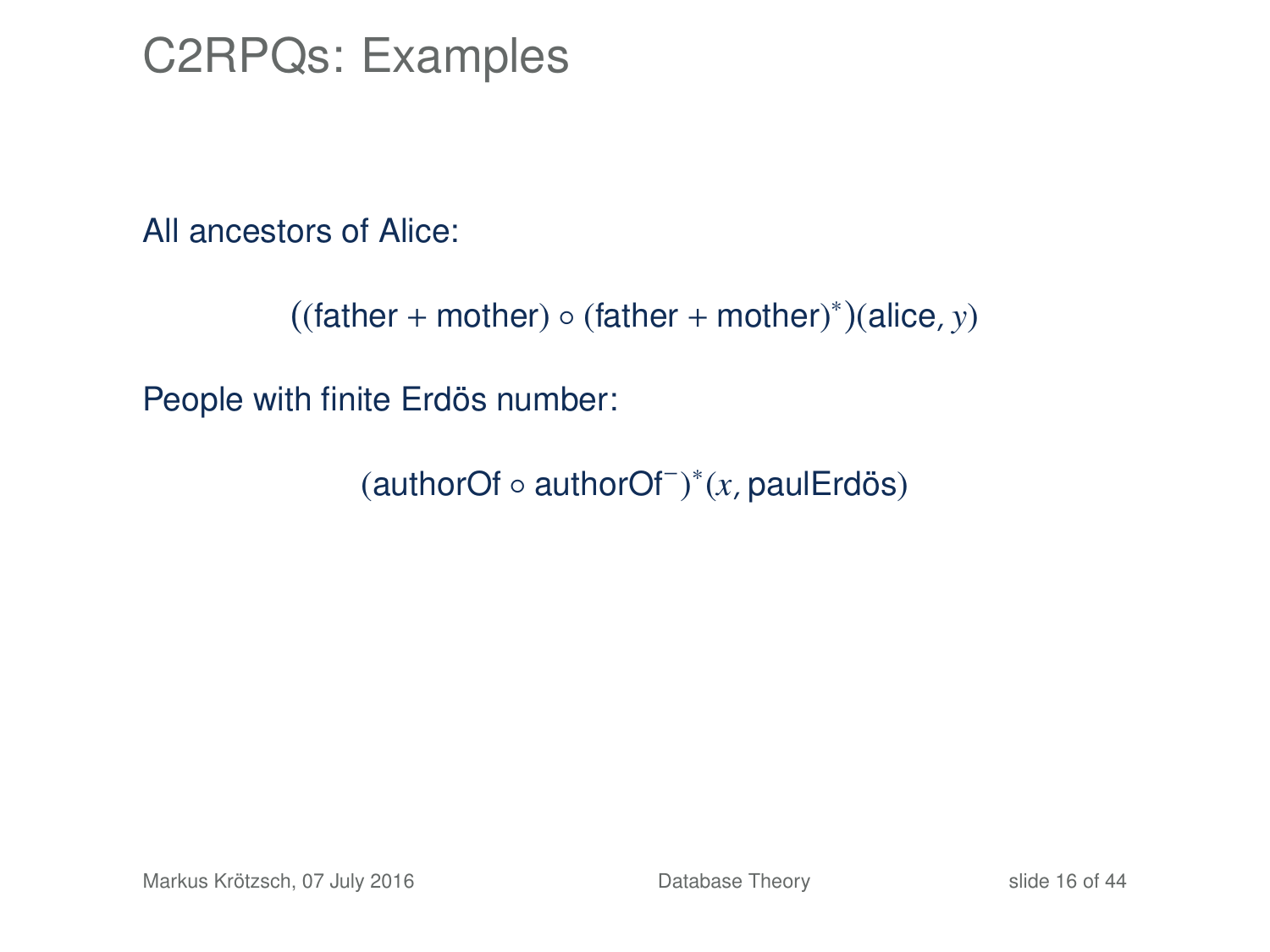# C2RPQs: Examples

All ancestors of Alice:

$$((\text{father} + \text{mother}) \circ (\text{father} + \text{mother})^*)(\text{alice}, y)$$

People with finite Erdös number:

$$(\text{authorOf} \circ \text{authorOf}^-)^*(x, \text{paulErdös})$$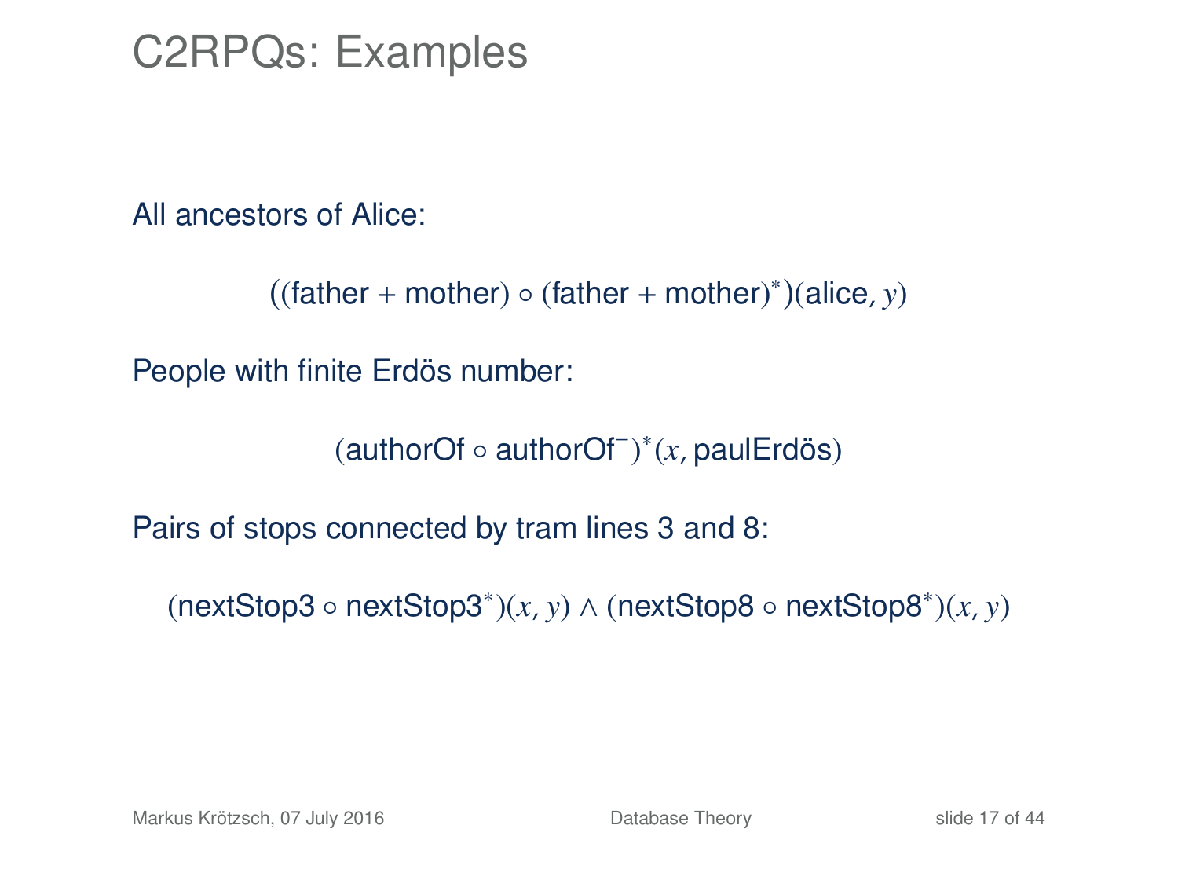# C2RPQs: Examples

All ancestors of Alice:

$$((\text{father} + \text{mother}) \circ (\text{father} + \text{mother})^*)(\text{alice}, y)$$

People with finite Erdös number:

$$(\text{authorOf} \circ \text{authorOf}^-)^*(x, \text{paulErdös})$$

Pairs of stops connected by tram lines 3 and 8:

$$(\text{nextStop3} \circ \text{nextStop3}^*)(x, y) \wedge (\text{nextStop8} \circ \text{nextStop8}^*)(x, y)$$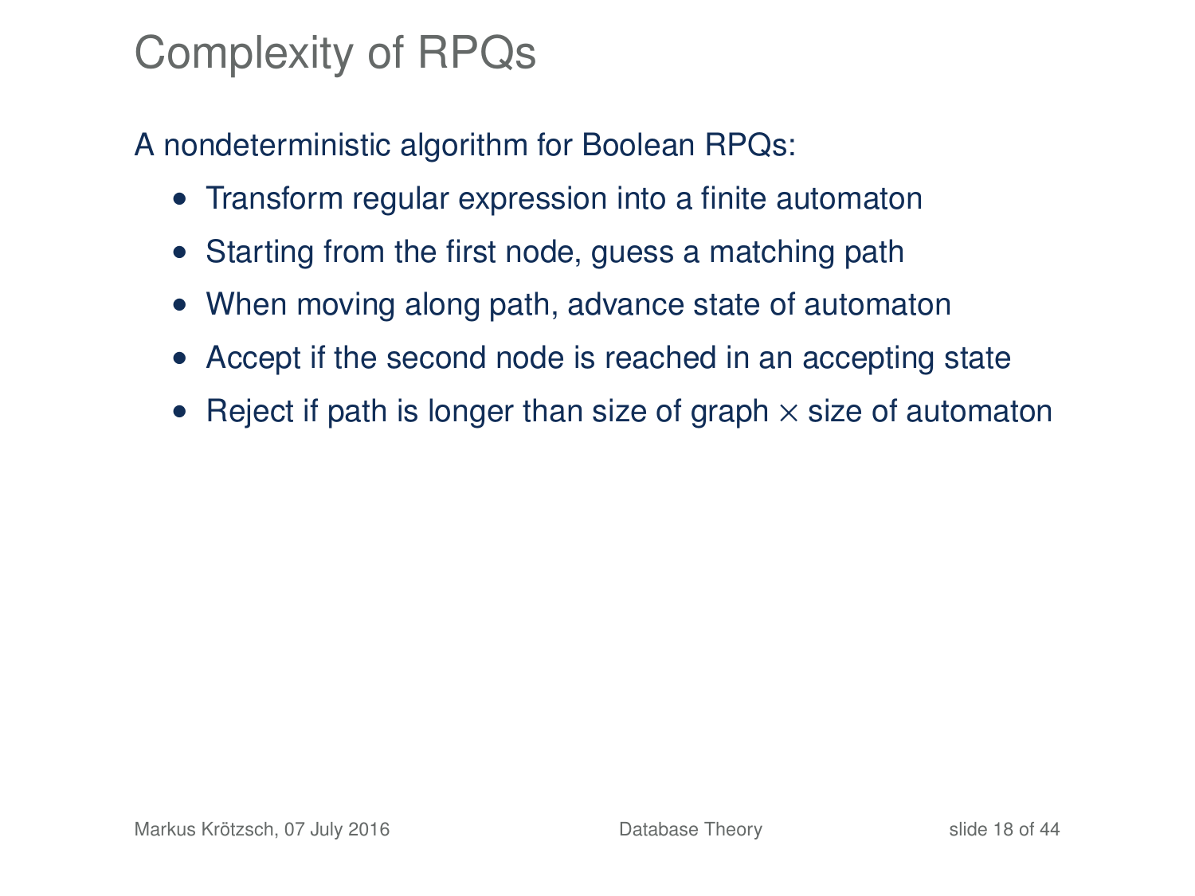# Complexity of RPQs

A nondeterministic algorithm for Boolean RPQs:

- Transform regular expression into a finite automaton
- Starting from the first node, guess a matching path
- When moving along path, advance state of automaton
- Accept if the second node is reached in an accepting state
- Reject if path is longer than size of graph $\times$ size of automaton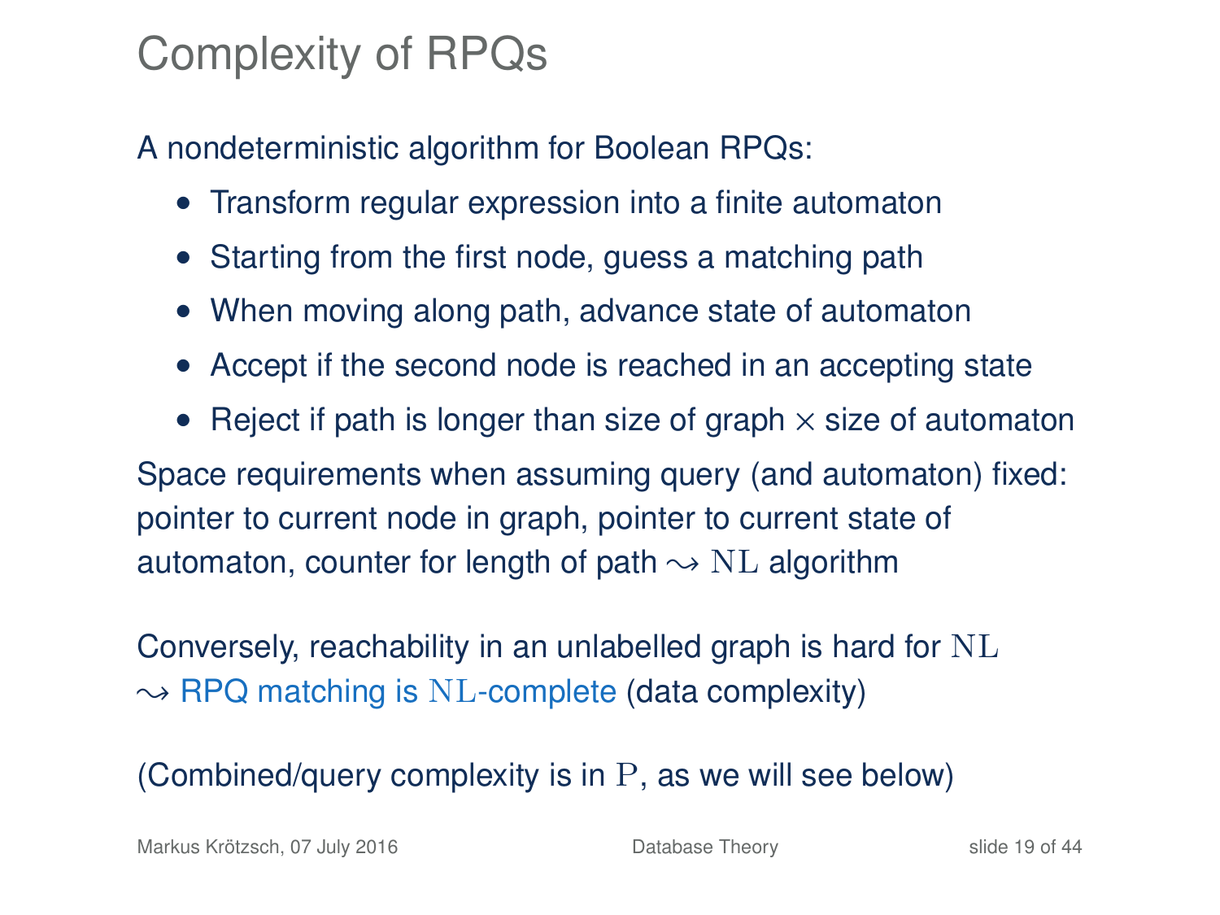# Complexity of RPQs

A nondeterministic algorithm for Boolean RPQs:

- Transform regular expression into a finite automaton
- Starting from the first node, guess a matching path
- When moving along path, advance state of automaton
- Accept if the second node is reached in an accepting state
- Reject if path is longer than size of graph $\times$ size of automaton

Space requirements when assuming query (and automaton) fixed: pointer to current node in graph, pointer to current state of automaton, counter for length of path $\rightsquigarrow$ $\mathrm{NL}$ algorithm

Conversely, reachability in an unlabelled graph is hard for $\mathrm{NL}$ $\rightsquigarrow$ RPQ matching is $\mathrm{NL}$-complete (data complexity)

(Combined/query complexity is in $\mathrm{P}$, as we will see below)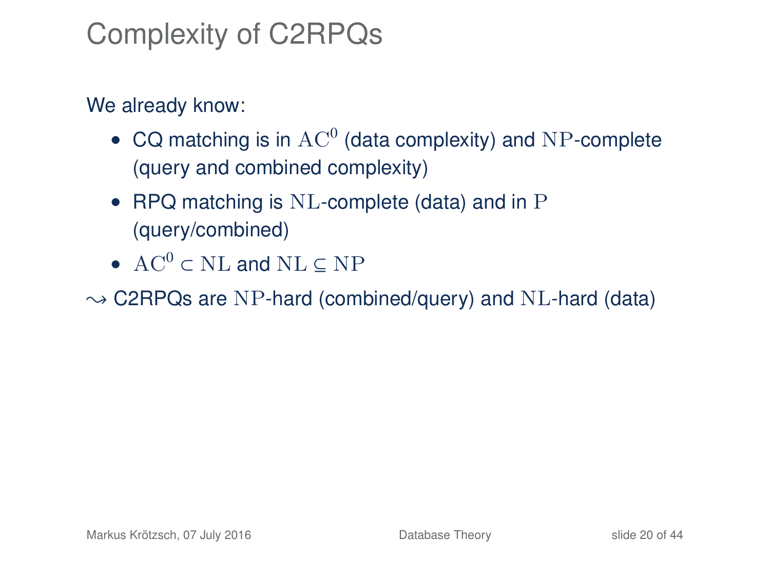# Complexity of C2RPQs

We already know:

- CQ matching is in $\mathrm{AC}^0$ (data complexity) and $\mathrm{NP}$-complete (query and combined complexity)
- RPQ matching is $\mathrm{NL}$-complete (data) and in $\mathrm{P}$ (query/combined)
- $\mathrm{AC}^0 \subset \mathrm{NL}$ and $\mathrm{NL} \subseteq \mathrm{NP}$

$\leadsto$ C2RPQs are $\mathrm{NP}$-hard (combined/query) and $\mathrm{NL}$-hard (data)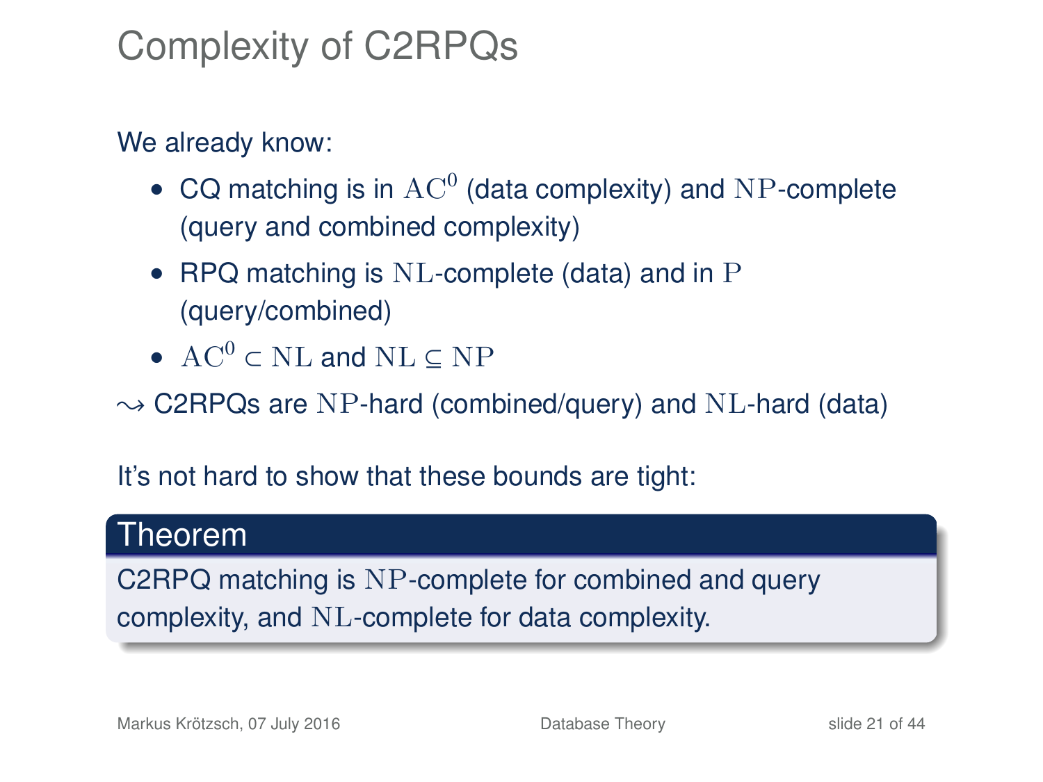# Complexity of C2RPQs

We already know:

- CQ matching is in $\mathrm{AC}^0$ (data complexity) and $\mathrm{NP}$-complete (query and combined complexity)
- RPQ matching is $\mathrm{NL}$-complete (data) and in $\mathrm{P}$ (query/combined)
- $\mathrm{AC}^0 \subset \mathrm{NL}$ and $\mathrm{NL} \subseteq \mathrm{NP}$

$\leadsto$ C2RPQs are $\mathrm{NP}$-hard (combined/query) and $\mathrm{NL}$-hard (data)

It's not hard to show that these bounds are tight:

**Theorem**

C2RPQ matching is $\mathrm{NP}$-complete for combined and query complexity, and $\mathrm{NL}$-complete for data complexity.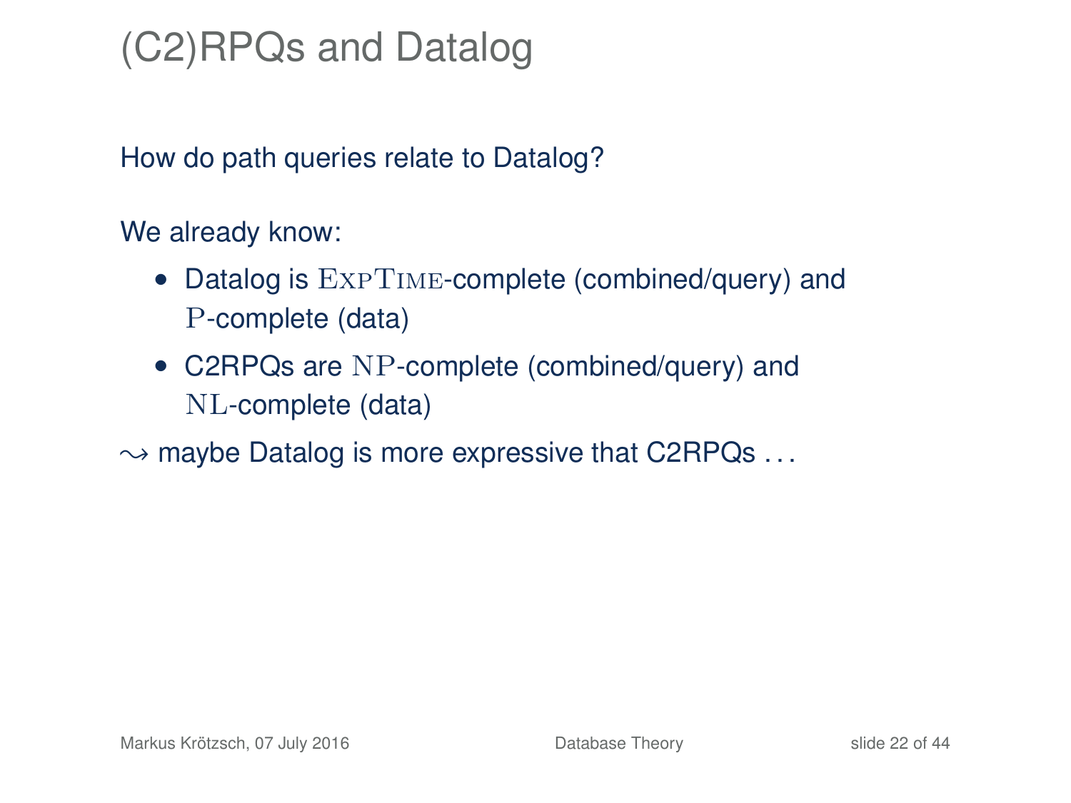# (C2)RPQs and Datalog

How do path queries relate to Datalog?

We already know:

- Datalog is ExpTime-complete (combined/query) and P-complete (data)
- C2RPQs are NP-complete (combined/query) and NL-complete (data)

$\leadsto$ maybe Datalog is more expressive that C2RPQs . . .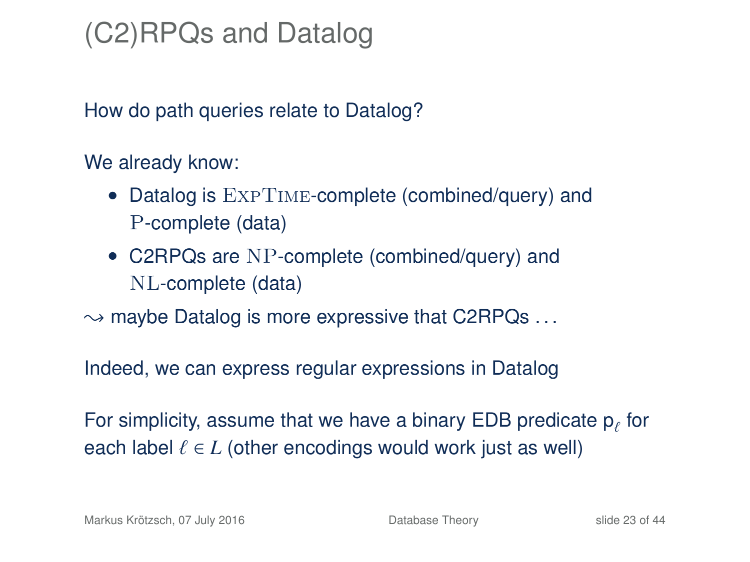# (C2)RPQs and Datalog

How do path queries relate to Datalog?

We already know:

- Datalog is ExpTime-complete (combined/query) and P-complete (data)
- C2RPQs are NP-complete (combined/query) and NL-complete (data)

$\leadsto$ maybe Datalog is more expressive that C2RPQs . . .

Indeed, we can express regular expressions in Datalog

For simplicity, assume that we have a binary EDB predicate $\mathsf{p}_\ell$ for each label $\ell \in L$ (other encodings would work just as well)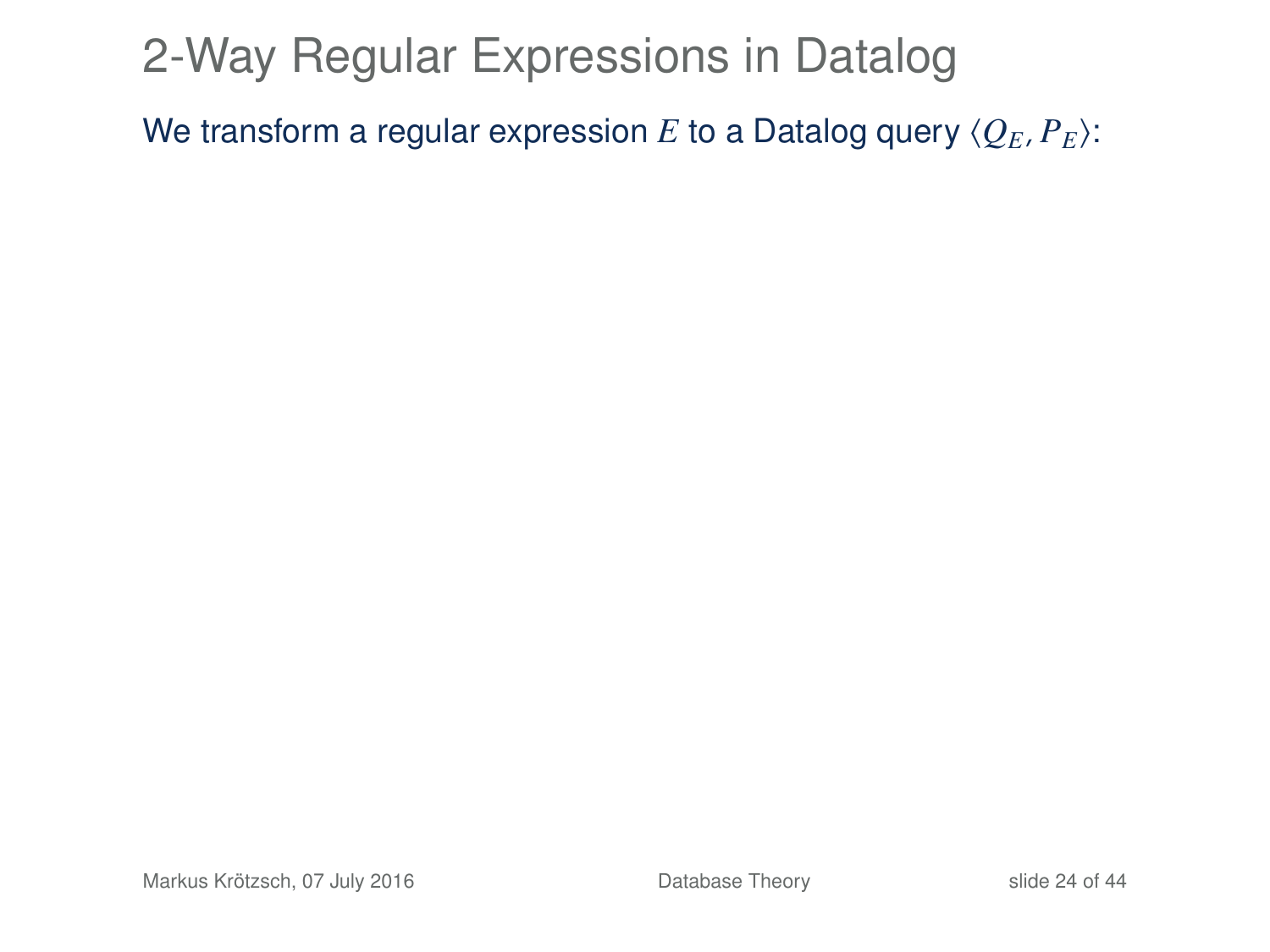# 2-Way Regular Expressions in Datalog

We transform a regular expression $E$ to a Datalog query $\langle Q_E, P_E \rangle$: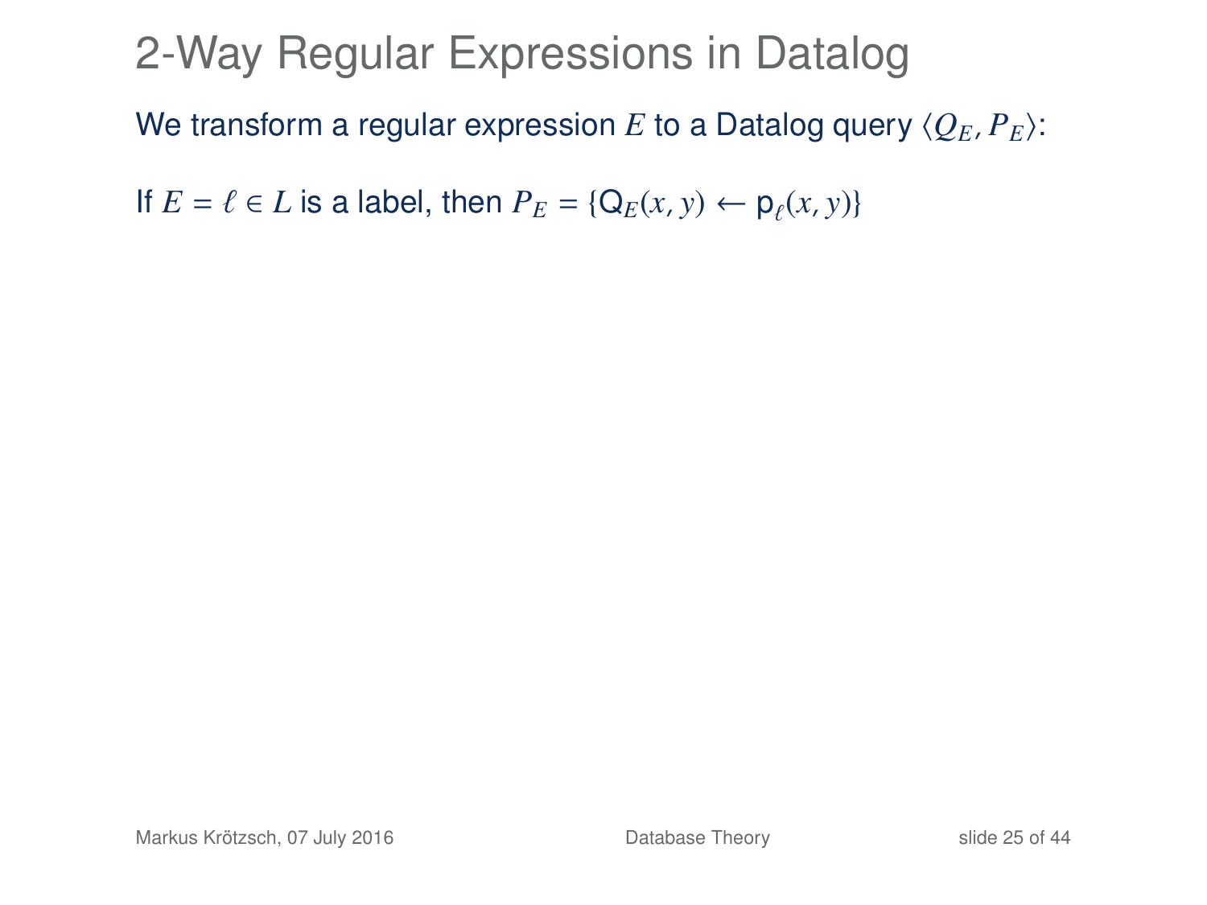# 2-Way Regular Expressions in Datalog

We transform a regular expression $E$ to a Datalog query $\langle Q_E, P_E \rangle$:

If $E = \ell \in L$ is a label, then $P_E = \{\mathsf{Q}_E(x, y) \leftarrow \mathsf{p}_\ell(x, y)\}$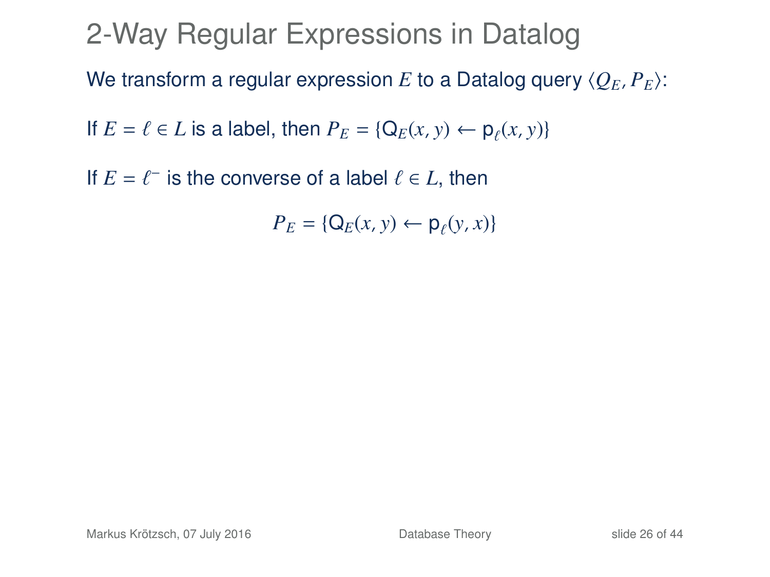# 2-Way Regular Expressions in Datalog

We transform a regular expression $E$ to a Datalog query $\langle Q_E, P_E \rangle$:

If $E = \ell \in L$ is a label, then $P_E = \{\mathsf{Q}_E(x, y) \leftarrow \mathsf{p}_\ell(x, y)\}$

If $E = \ell^-$ is the converse of a label $\ell \in L$, then

$$P_E = \{\mathsf{Q}_E(x, y) \leftarrow \mathsf{p}_\ell(y, x)\}$$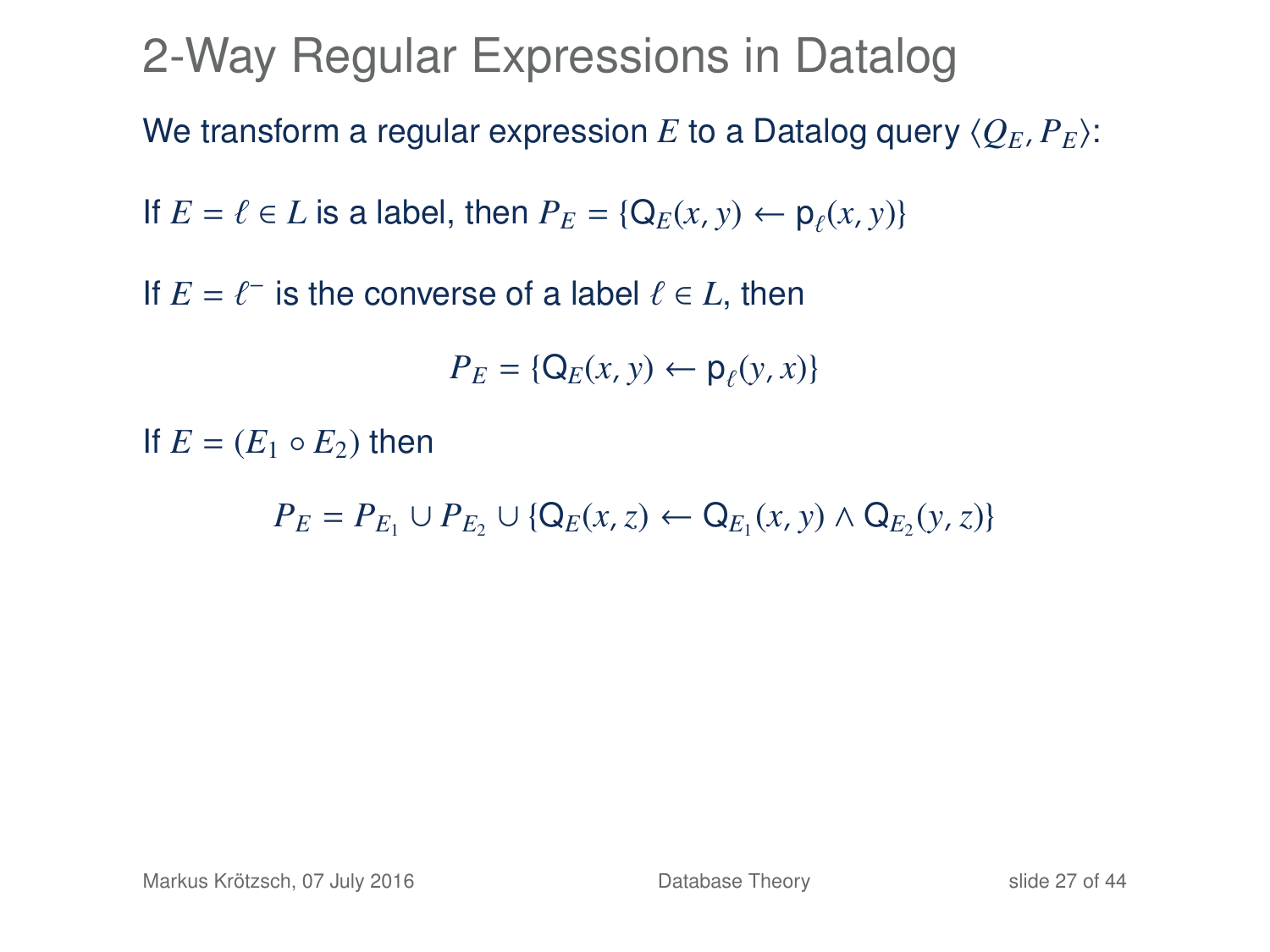# 2-Way Regular Expressions in Datalog

We transform a regular expression $E$ to a Datalog query $\langle Q_E, P_E \rangle$:

If $E = \ell \in L$ is a label, then $P_E = \{\mathsf{Q}_E(x, y) \leftarrow \mathsf{p}_\ell(x, y)\}$

If $E = \ell^-$ is the converse of a label $\ell \in L$, then

$$P_E = \{\mathsf{Q}_E(x, y) \leftarrow \mathsf{p}_\ell(y, x)\}$$

If $E = (E_1 \circ E_2)$ then

$$P_E = P_{E_1} \cup P_{E_2} \cup \{\mathsf{Q}_E(x, z) \leftarrow \mathsf{Q}_{E_1}(x, y) \wedge \mathsf{Q}_{E_2}(y, z)\}$$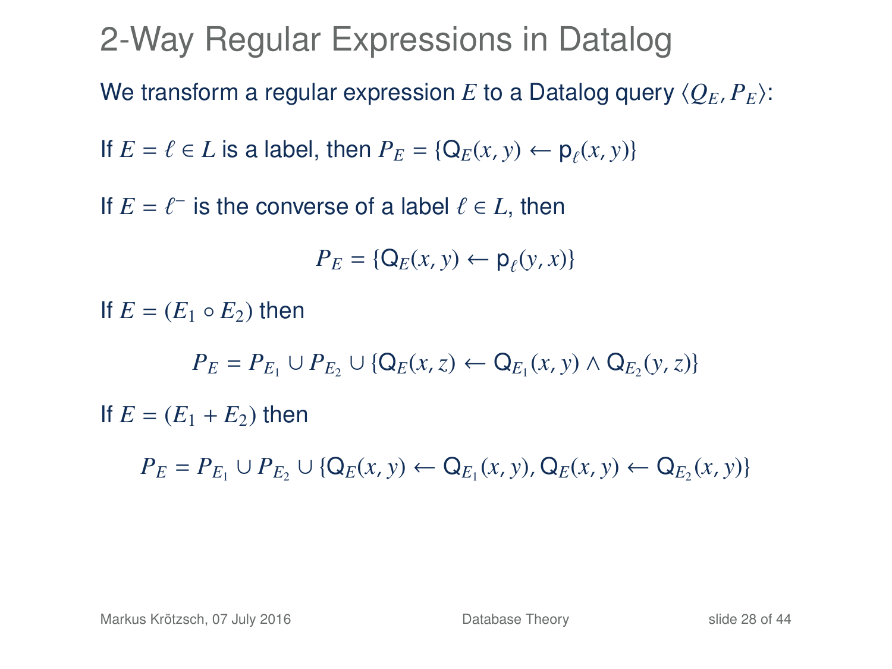# 2-Way Regular Expressions in Datalog

We transform a regular expression $E$ to a Datalog query $\langle Q_E, P_E \rangle$:

If $E = \ell \in L$ is a label, then $P_E = \{\mathsf{Q}_E(x, y) \leftarrow \mathsf{p}_\ell(x, y)\}$

If $E = \ell^-$ is the converse of a label $\ell \in L$, then

$$P_E = \{\mathsf{Q}_E(x, y) \leftarrow \mathsf{p}_\ell(y, x)\}$$

If $E = (E_1 \circ E_2)$ then

$$P_E = P_{E_1} \cup P_{E_2} \cup \{\mathsf{Q}_E(x, z) \leftarrow \mathsf{Q}_{E_1}(x, y) \land \mathsf{Q}_{E_2}(y, z)\}$$

If $E = (E_1 + E_2)$ then

$$P_E = P_{E_1} \cup P_{E_2} \cup \{\mathsf{Q}_E(x, y) \leftarrow \mathsf{Q}_{E_1}(x, y), \mathsf{Q}_E(x, y) \leftarrow \mathsf{Q}_{E_2}(x, y)\}$$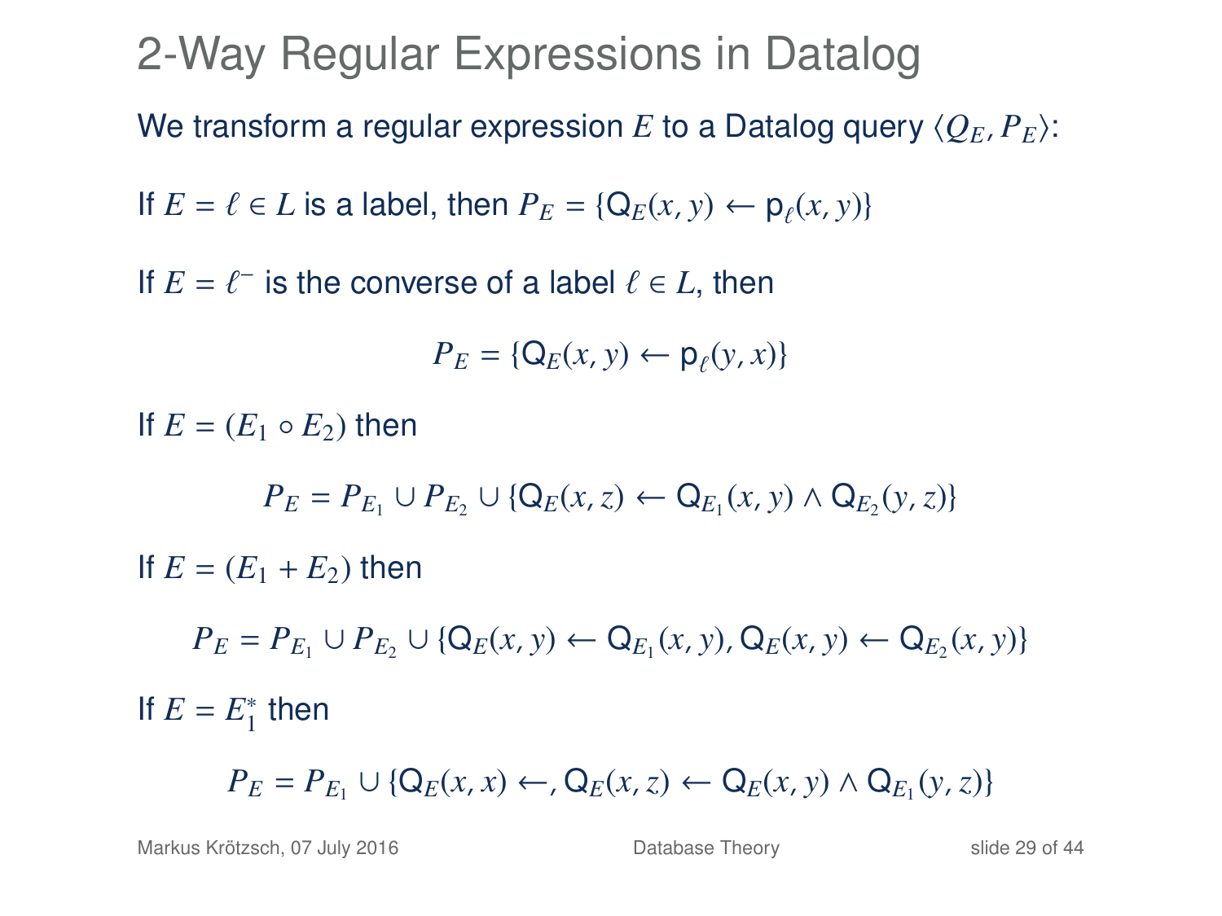# 2-Way Regular Expressions in Datalog

We transform a regular expression $E$ to a Datalog query $\langle Q_E, P_E \rangle$:

If $E = \ell \in L$ is a label, then $P_E = \{\mathsf{Q}_E(x, y) \leftarrow \mathsf{p}_\ell(x, y)\}$

If $E = \ell^-$ is the converse of a label $\ell \in L$, then

$$P_E = \{\mathsf{Q}_E(x, y) \leftarrow \mathsf{p}_\ell(y, x)\}$$

If $E = (E_1 \circ E_2)$ then

$$P_E = P_{E_1} \cup P_{E_2} \cup \{\mathsf{Q}_E(x, z) \leftarrow \mathsf{Q}_{E_1}(x, y) \wedge \mathsf{Q}_{E_2}(y, z)\}$$

If $E = (E_1 + E_2)$ then

$$P_E = P_{E_1} \cup P_{E_2} \cup \{\mathsf{Q}_E(x, y) \leftarrow \mathsf{Q}_{E_1}(x, y), \mathsf{Q}_E(x, y) \leftarrow \mathsf{Q}_{E_2}(x, y)\}$$

If $E = E_1^*$ then

$$P_E = P_{E_1} \cup \{\mathsf{Q}_E(x, x) \leftarrow, \mathsf{Q}_E(x, z) \leftarrow \mathsf{Q}_E(x, y) \wedge \mathsf{Q}_{E_1}(y, z)\}$$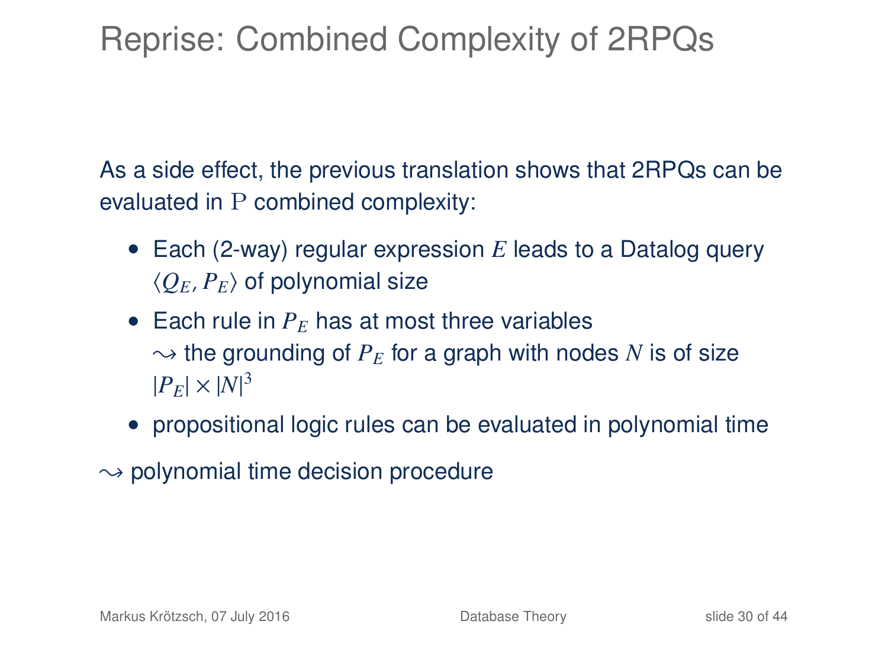# Reprise: Combined Complexity of 2RPQs

As a side effect, the previous translation shows that 2RPQs can be evaluated in $\mathrm{P}$ combined complexity:

- Each (2-way) regular expression $E$ leads to a Datalog query $\langle Q_E, P_E \rangle$ of polynomial size
- Each rule in $P_E$ has at most three variables
  $\leadsto$ the grounding of $P_E$ for a graph with nodes $N$ is of size $|P_E| \times |N|^3$
- propositional logic rules can be evaluated in polynomial time

$\leadsto$ polynomial time decision procedure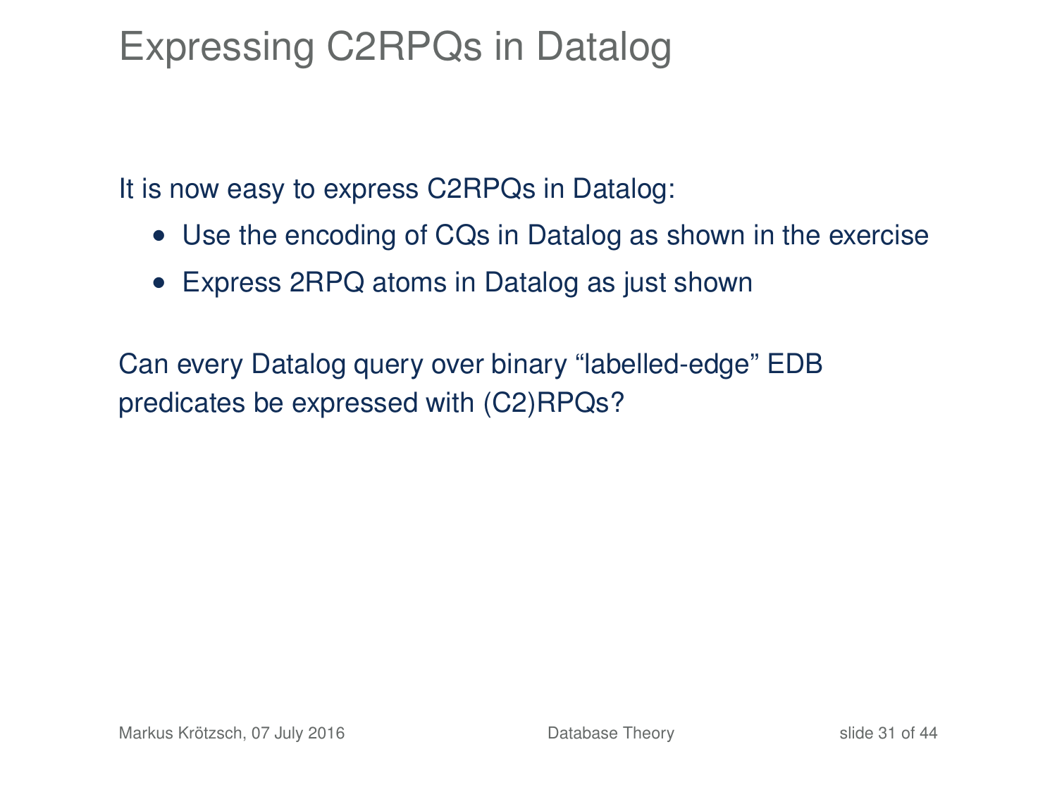# Expressing C2RPQs in Datalog

It is now easy to express C2RPQs in Datalog:

- Use the encoding of CQs in Datalog as shown in the exercise
- Express 2RPQ atoms in Datalog as just shown

Can every Datalog query over binary “labelled-edge” EDB predicates be expressed with (C2)RPQs?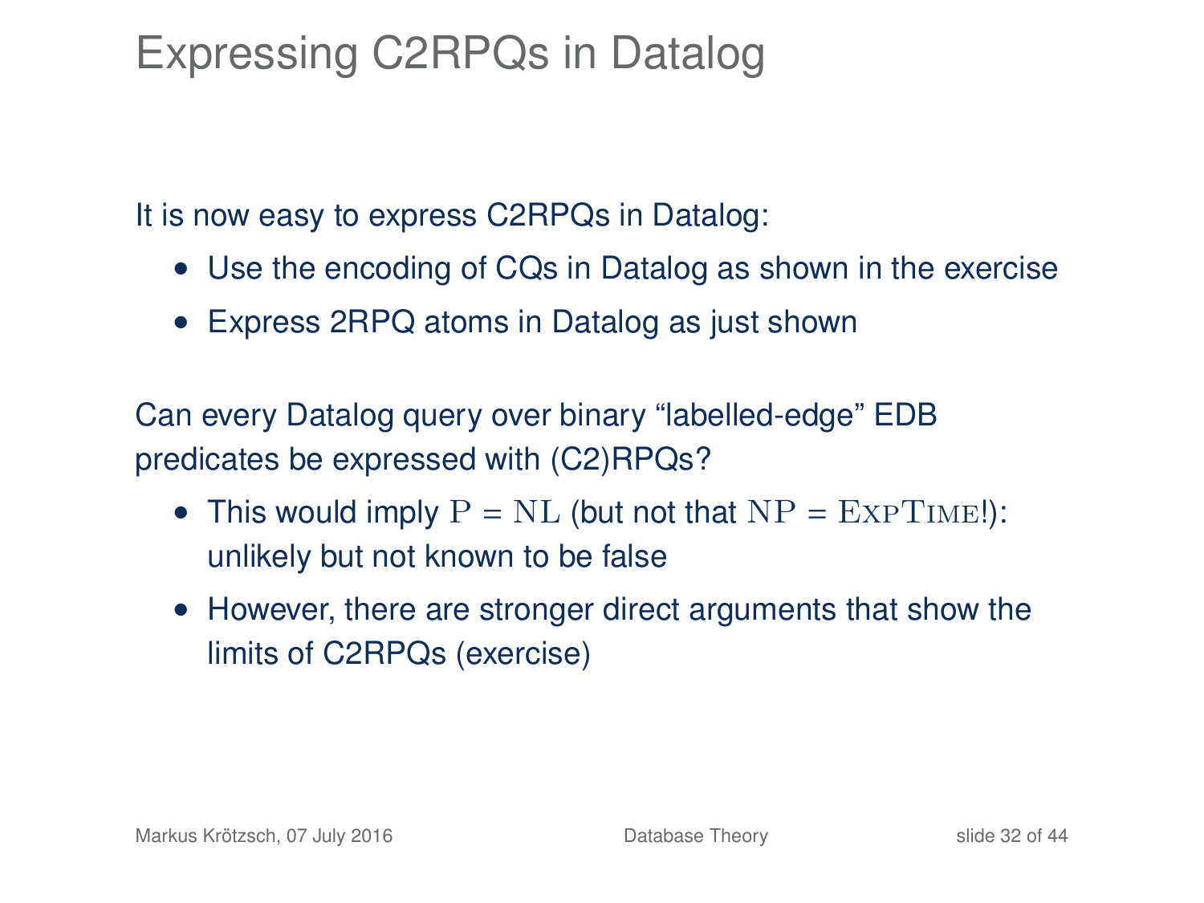# Expressing C2RPQs in Datalog

It is now easy to express C2RPQs in Datalog:

- Use the encoding of CQs in Datalog as shown in the exercise
- Express 2RPQ atoms in Datalog as just shown

Can every Datalog query over binary “labelled-edge” EDB predicates be expressed with (C2)RPQs?

- This would imply $\mathrm{P} = \mathrm{NL}$ (but not that $\mathrm{NP} = \textsc{ExpTime}$!): unlikely but not known to be false
- However, there are stronger direct arguments that show the limits of C2RPQs (exercise)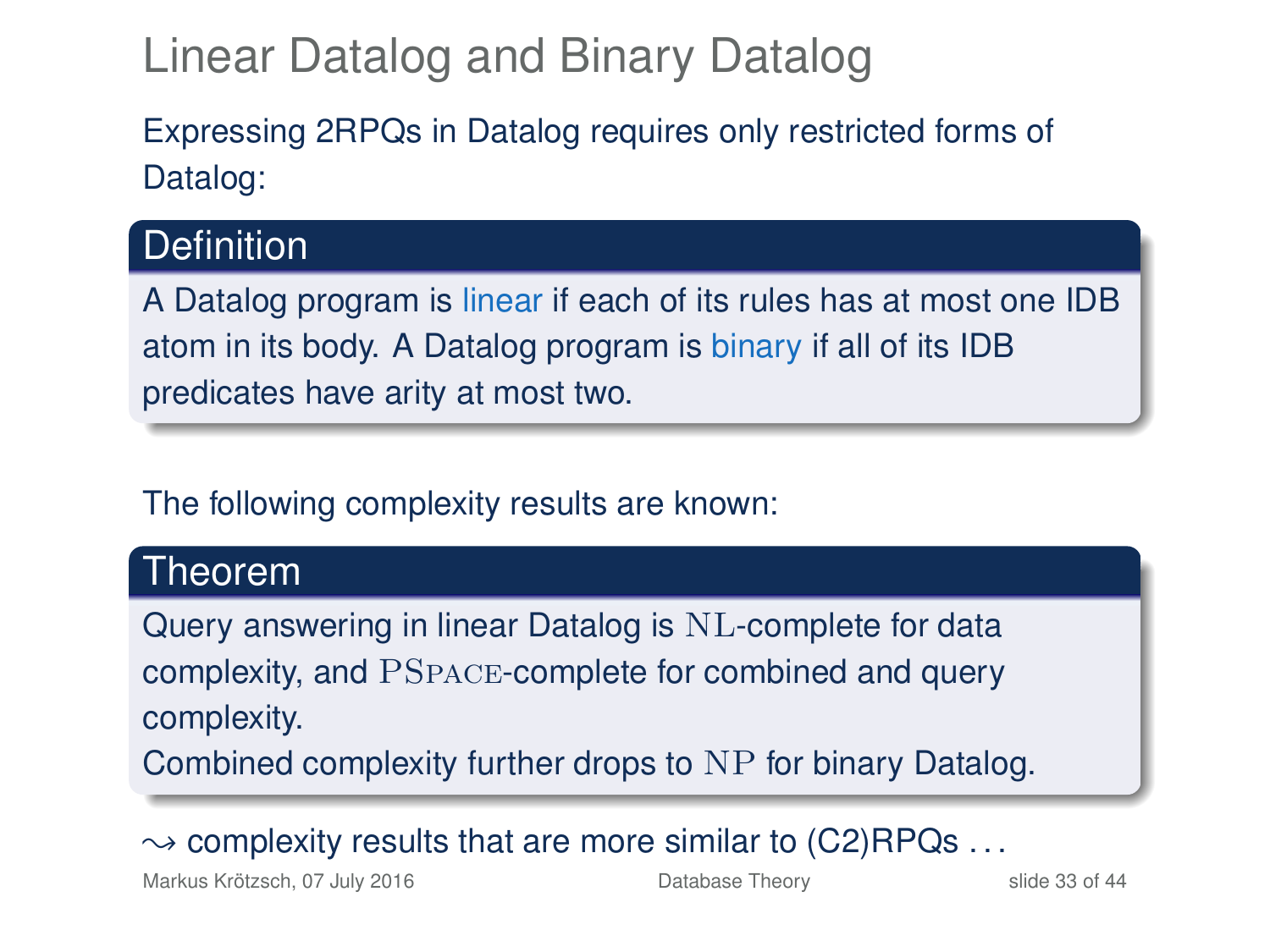# Linear Datalog and Binary Datalog

Expressing 2RPQs in Datalog requires only restricted forms of Datalog:

**Definition**

A Datalog program is *linear* if each of its rules has at most one IDB atom in its body. A Datalog program is *binary* if all of its IDB predicates have arity at most two.

The following complexity results are known:

**Theorem**

Query answering in linear Datalog is $\mathrm{NL}$-complete for data complexity, and $\mathrm{PS{\small PACE}}$-complete for combined and query complexity.
Combined complexity further drops to $\mathrm{NP}$ for binary Datalog.

$\leadsto$ complexity results that are more similar to (C2)RPQs ...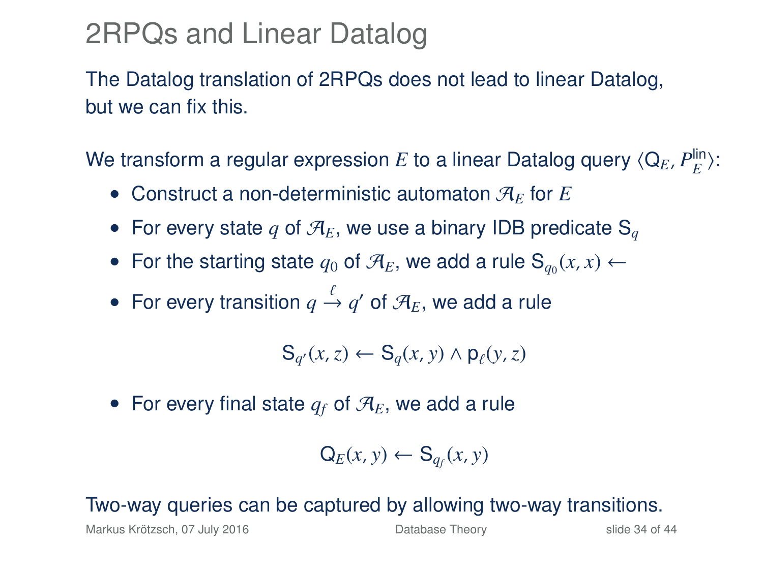# 2RPQs and Linear Datalog

The Datalog translation of 2RPQs does not lead to linear Datalog, but we can fix this.

We transform a regular expression $E$ to a linear Datalog query $\langle \mathsf{Q}_E, P_E^{\mathsf{lin}} \rangle$:

- Construct a non-deterministic automaton $\mathcal{A}_E$ for $E$
- For every state $q$ of $\mathcal{A}_E$, we use a binary IDB predicate $\mathsf{S}_q$
- For the starting state $q_0$ of $\mathcal{A}_E$, we add a rule $\mathsf{S}_{q_0}(x, x) \leftarrow$
- For every transition $q \xrightarrow{\ell} q'$ of $\mathcal{A}_E$, we add a rule

$$\mathsf{S}_{q'}(x, z) \leftarrow \mathsf{S}_q(x, y) \wedge \mathsf{p}_\ell(y, z)$$

- For every final state $q_f$ of $\mathcal{A}_E$, we add a rule

$$\mathsf{Q}_E(x, y) \leftarrow \mathsf{S}_{q_f}(x, y)$$

Two-way queries can be captured by allowing two-way transitions.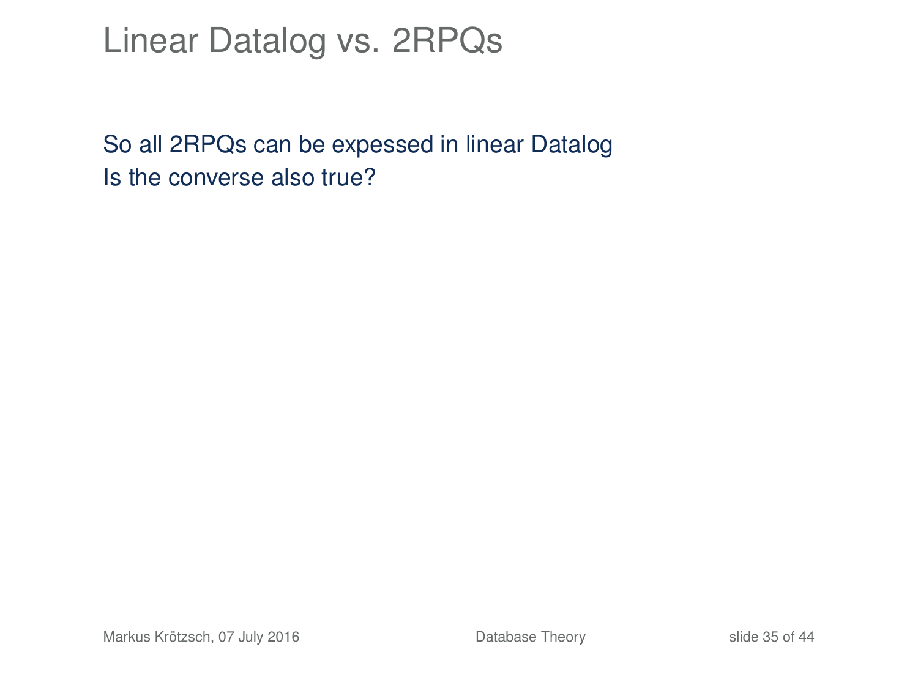# Linear Datalog vs. 2RPQs

So all 2RPQs can be expessed in linear Datalog
Is the converse also true?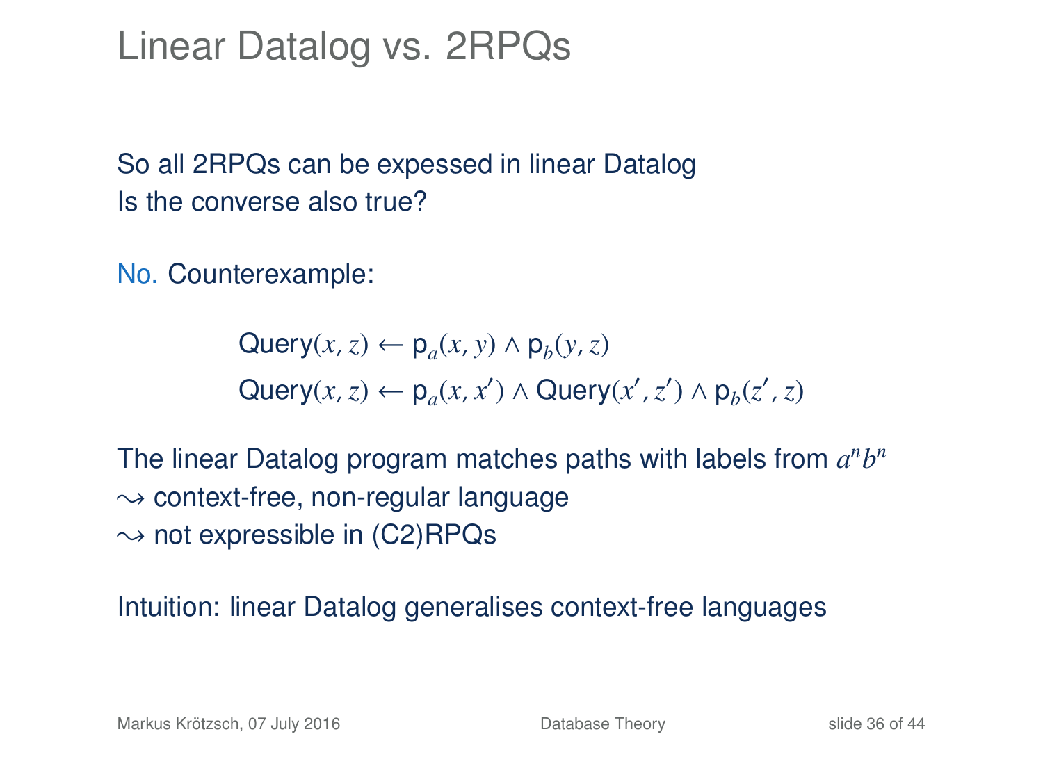# Linear Datalog vs. 2RPQs

So all 2RPQs can be expessed in linear Datalog
Is the converse also true?

No. Counterexample:

$$\text{Query}(x, z) \leftarrow \text{p}_a(x, y) \wedge \text{p}_b(y, z)$$
$$\text{Query}(x, z) \leftarrow \text{p}_a(x, x') \wedge \text{Query}(x', z') \wedge \text{p}_b(z', z)$$

The linear Datalog program matches paths with labels from $a^n b^n$
$\rightsquigarrow$ context-free, non-regular language
$\rightsquigarrow$ not expressible in (C2)RPQs

Intuition: linear Datalog generalises context-free languages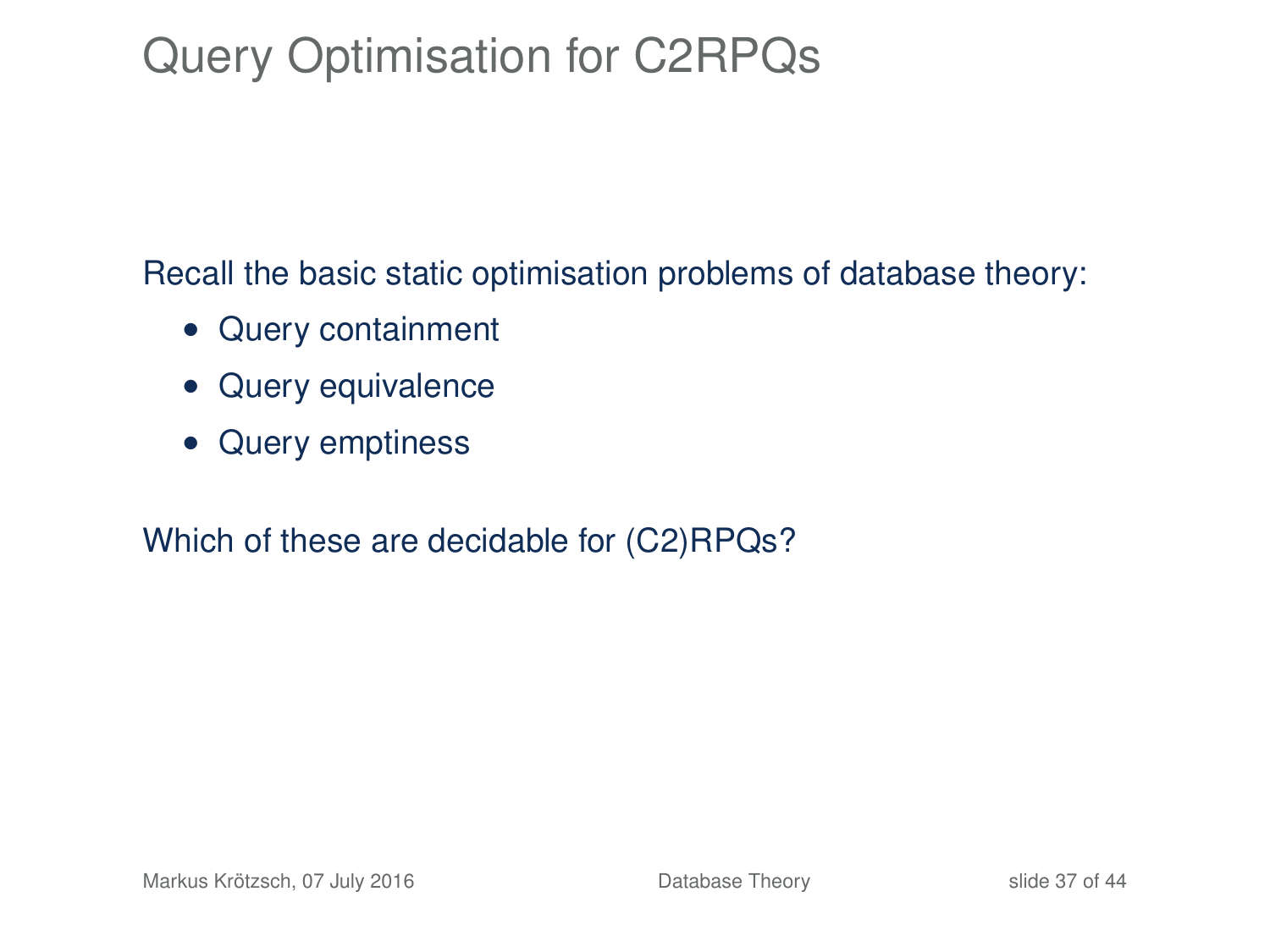# Query Optimisation for C2RPQs

Recall the basic static optimisation problems of database theory:

- Query containment
- Query equivalence
- Query emptiness

Which of these are decidable for (C2)RPQs?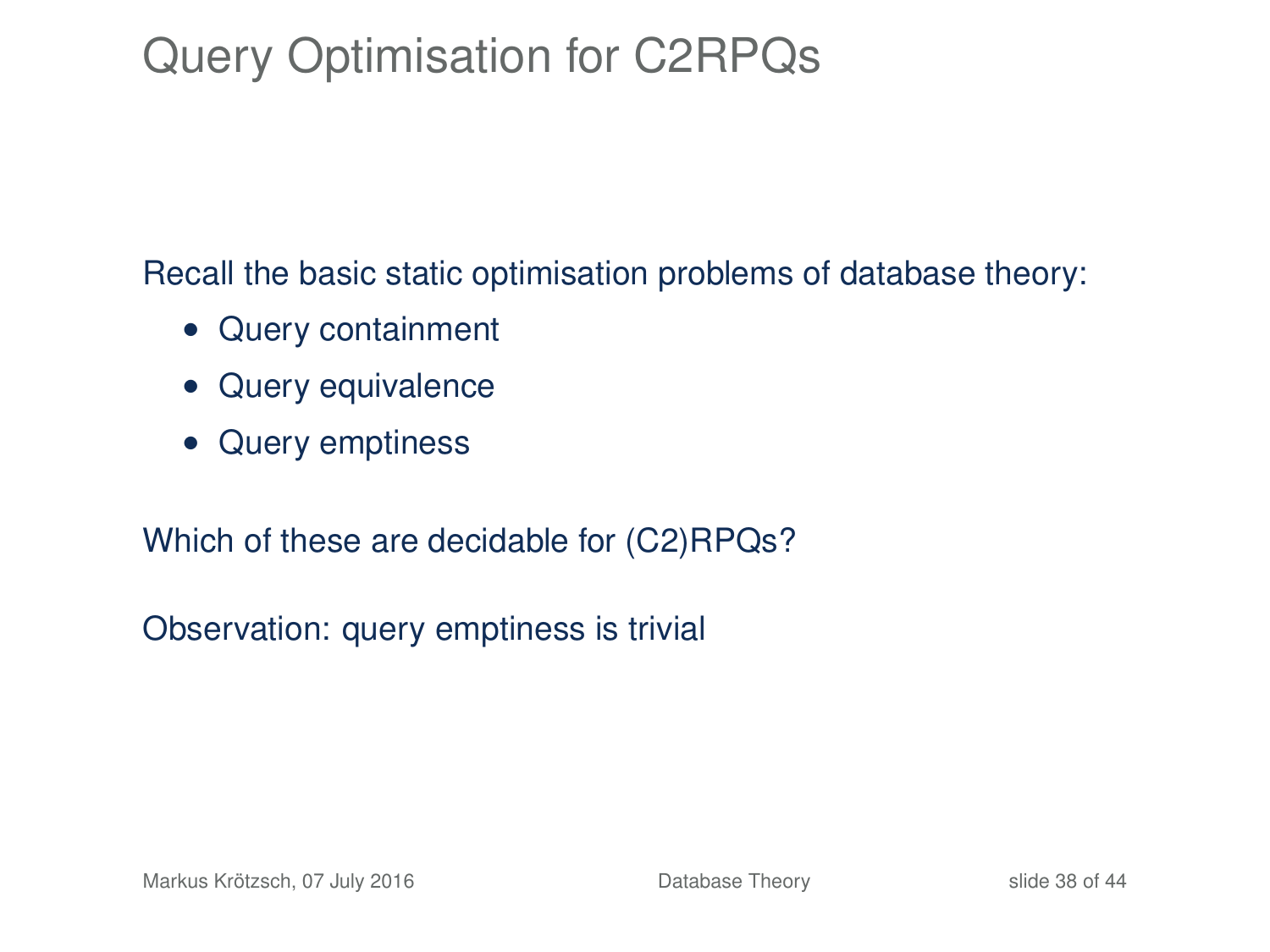# Query Optimisation for C2RPQs

Recall the basic static optimisation problems of database theory:

- Query containment
- Query equivalence
- Query emptiness

Which of these are decidable for (C2)RPQs?

Observation: query emptiness is trivial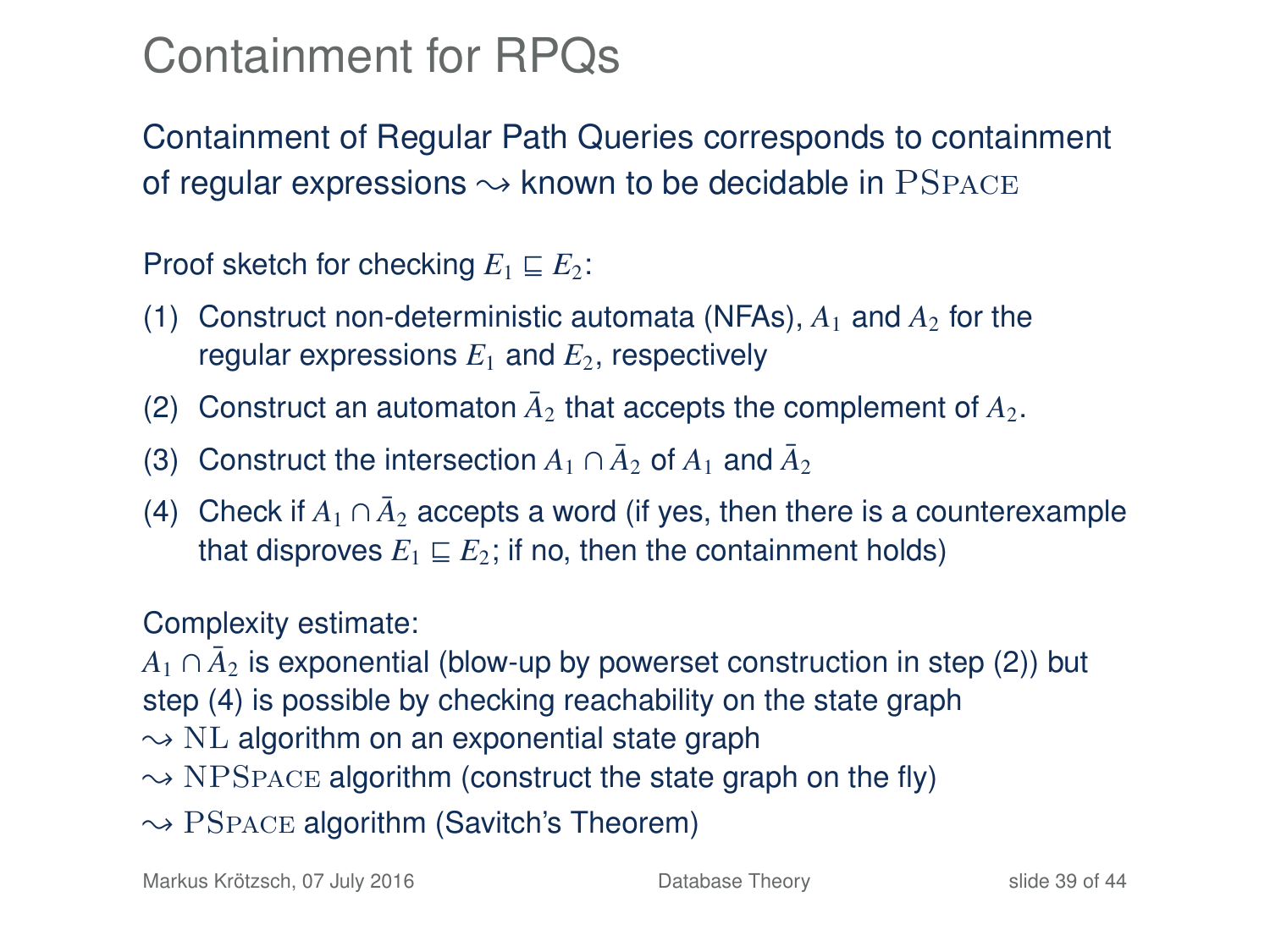# Containment for RPQs

Containment of Regular Path Queries corresponds to containment of regular expressions $\rightsquigarrow$ known to be decidable in $\textsc{PSpace}$

Proof sketch for checking $E_1 \sqsubseteq E_2$:

(1) Construct non-deterministic automata (NFAs), $A_1$ and $A_2$ for the regular expressions $E_1$ and $E_2$, respectively

(2) Construct an automaton $\bar{A}_2$ that accepts the complement of $A_2$.

(3) Construct the intersection $A_1 \cap \bar{A}_2$ of $A_1$ and $\bar{A}_2$

(4) Check if $A_1 \cap \bar{A}_2$ accepts a word (if yes, then there is a counterexample that disproves $E_1 \sqsubseteq E_2$; if no, then the containment holds)

Complexity estimate:
$A_1 \cap \bar{A}_2$ is exponential (blow-up by powerset construction in step (2)) but step (4) is possible by checking reachability on the state graph
$\rightsquigarrow$ $\mathrm{NL}$ algorithm on an exponential state graph
$\rightsquigarrow$ $\textsc{NPSpace}$ algorithm (construct the state graph on the fly)
$\rightsquigarrow$ $\textsc{PSpace}$ algorithm (Savitch's Theorem)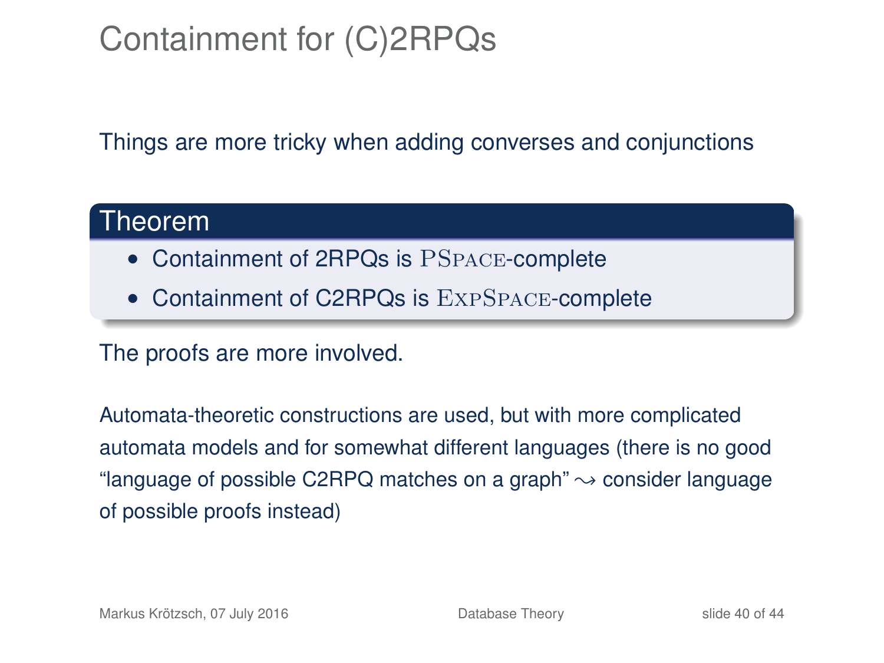# Containment for (C)2RPQs

Things are more tricky when adding converses and conjunctions

**Theorem**

- Containment of 2RPQs is PSPACE-complete
- Containment of C2RPQs is EXPSPACE-complete

The proofs are more involved.

Automata-theoretic constructions are used, but with more complicated automata models and for somewhat different languages (there is no good "language of possible C2RPQ matches on a graph" $\rightsquigarrow$ consider language of possible proofs instead)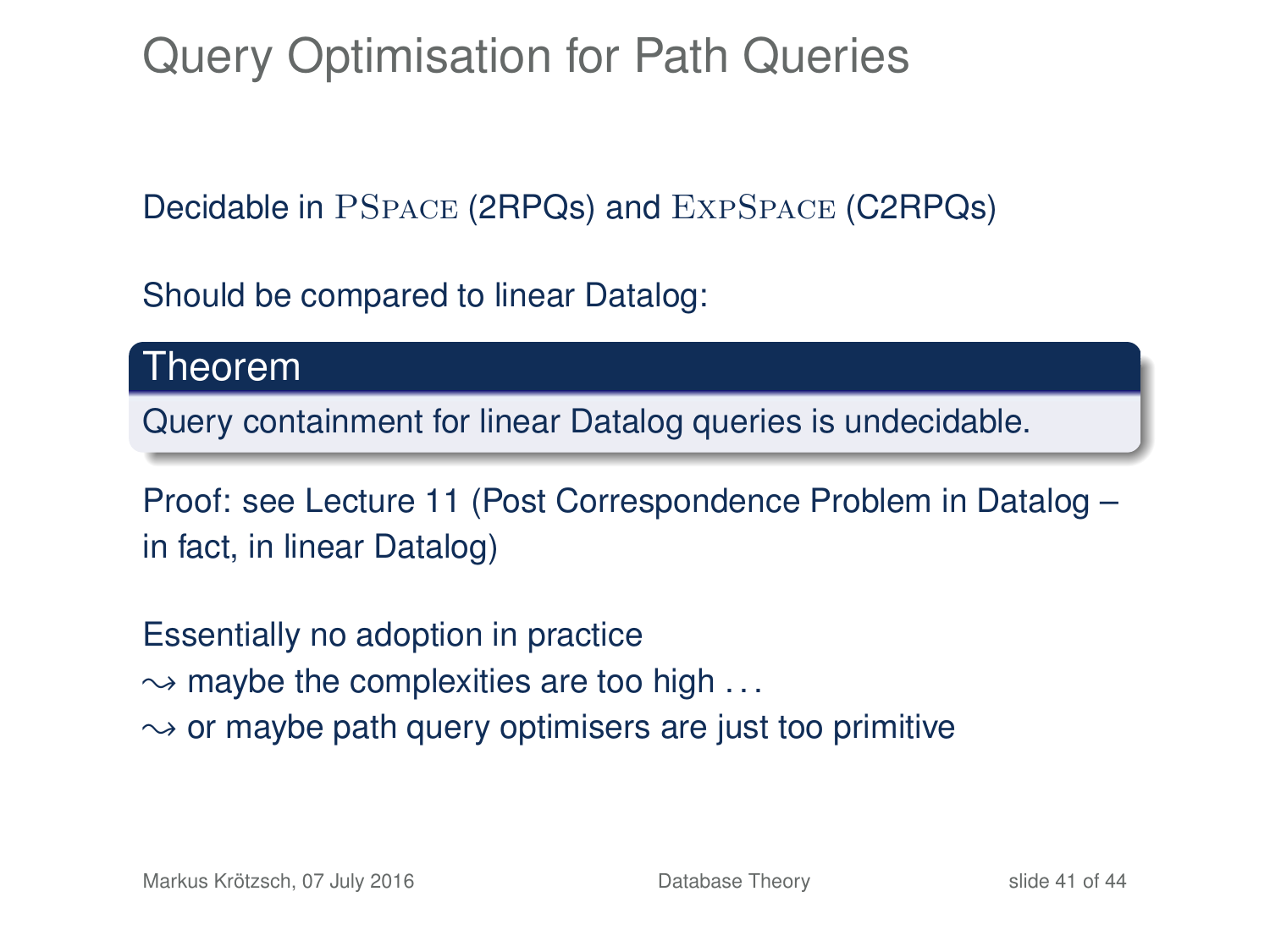# Query Optimisation for Path Queries

Decidable in PSpace (2RPQs) and ExpSpace (C2RPQs)

Should be compared to linear Datalog:

**Theorem**

Query containment for linear Datalog queries is undecidable.

Proof: see Lecture 11 (Post Correspondence Problem in Datalog – in fact, in linear Datalog)

Essentially no adoption in practice
$\leadsto$ maybe the complexities are too high ...
$\leadsto$ or maybe path query optimisers are just too primitive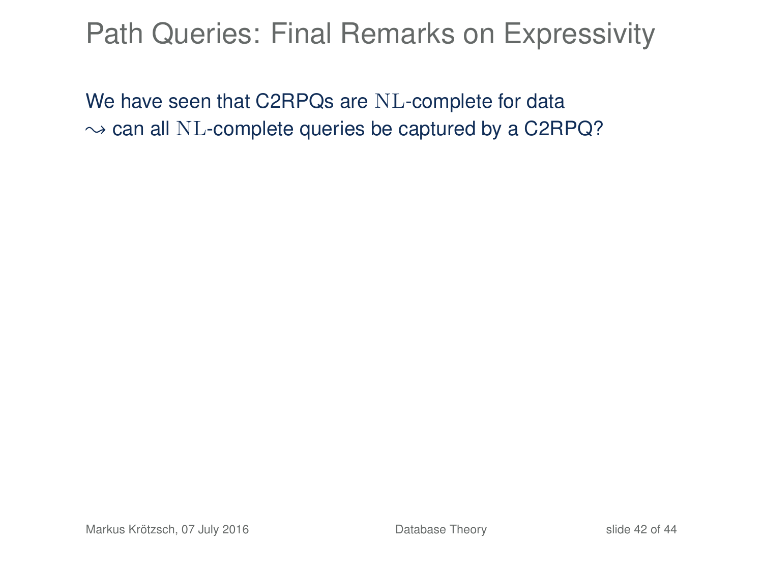# Path Queries: Final Remarks on Expressivity

We have seen that C2RPQs are $\mathrm{NL}$-complete for data
$\rightsquigarrow$ can all $\mathrm{NL}$-complete queries be captured by a C2RPQ?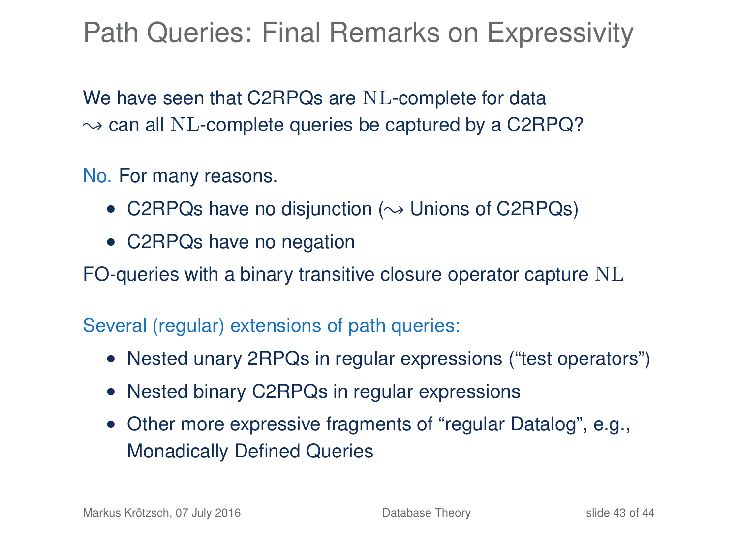# Path Queries: Final Remarks on Expressivity

We have seen that C2RPQs are $\mathrm{NL}$-complete for data
$\leadsto$ can all $\mathrm{NL}$-complete queries be captured by a C2RPQ?

No. For many reasons.

- C2RPQs have no disjunction ($\leadsto$ Unions of C2RPQs)
- C2RPQs have no negation

FO-queries with a binary transitive closure operator capture $\mathrm{NL}$

Several (regular) extensions of path queries:

- Nested unary 2RPQs in regular expressions ("test operators")
- Nested binary C2RPQs in regular expressions
- Other more expressive fragments of "regular Datalog", e.g., Monadically Defined Queries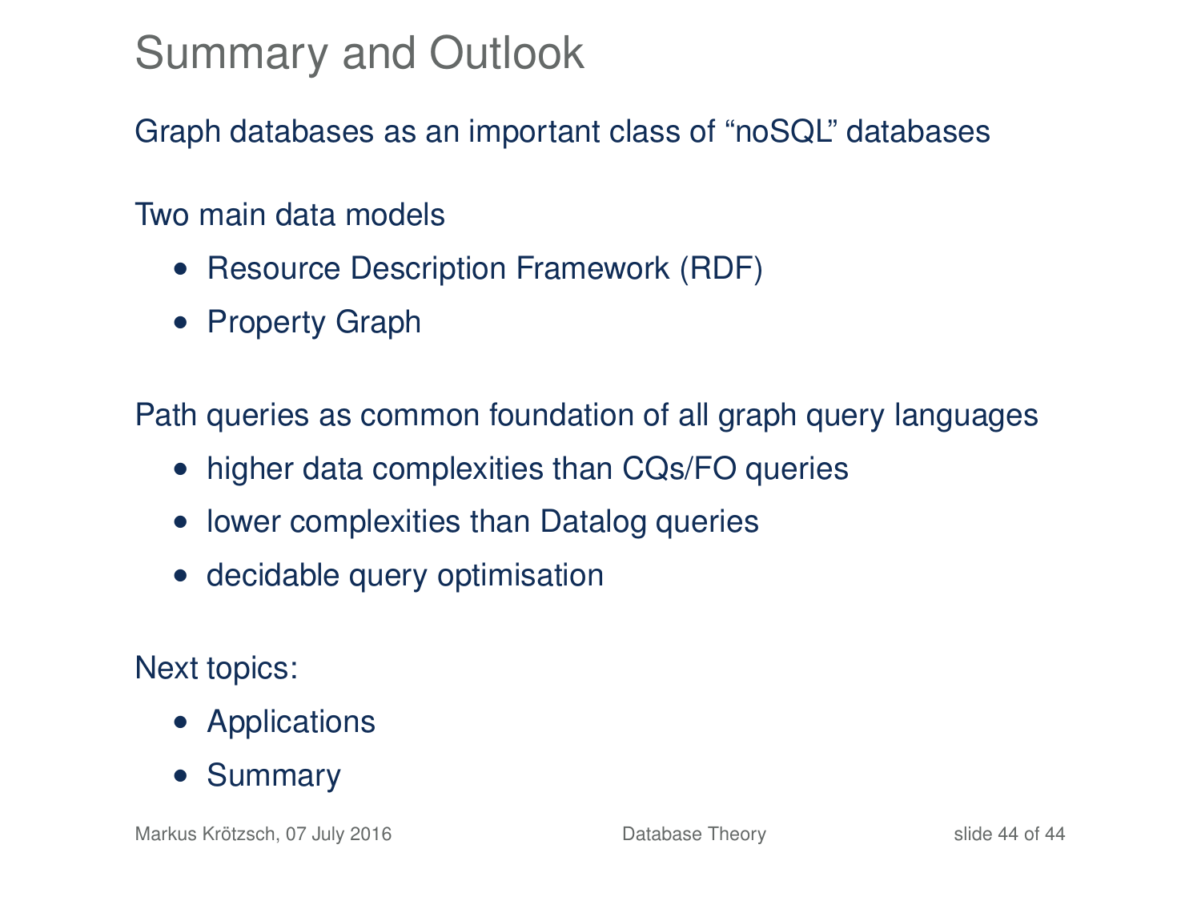# Summary and Outlook

Graph databases as an important class of “noSQL” databases

Two main data models

- Resource Description Framework (RDF)
- Property Graph

Path queries as common foundation of all graph query languages

- higher data complexities than CQs/FO queries
- lower complexities than Datalog queries
- decidable query optimisation

Next topics:

- Applications
- Summary